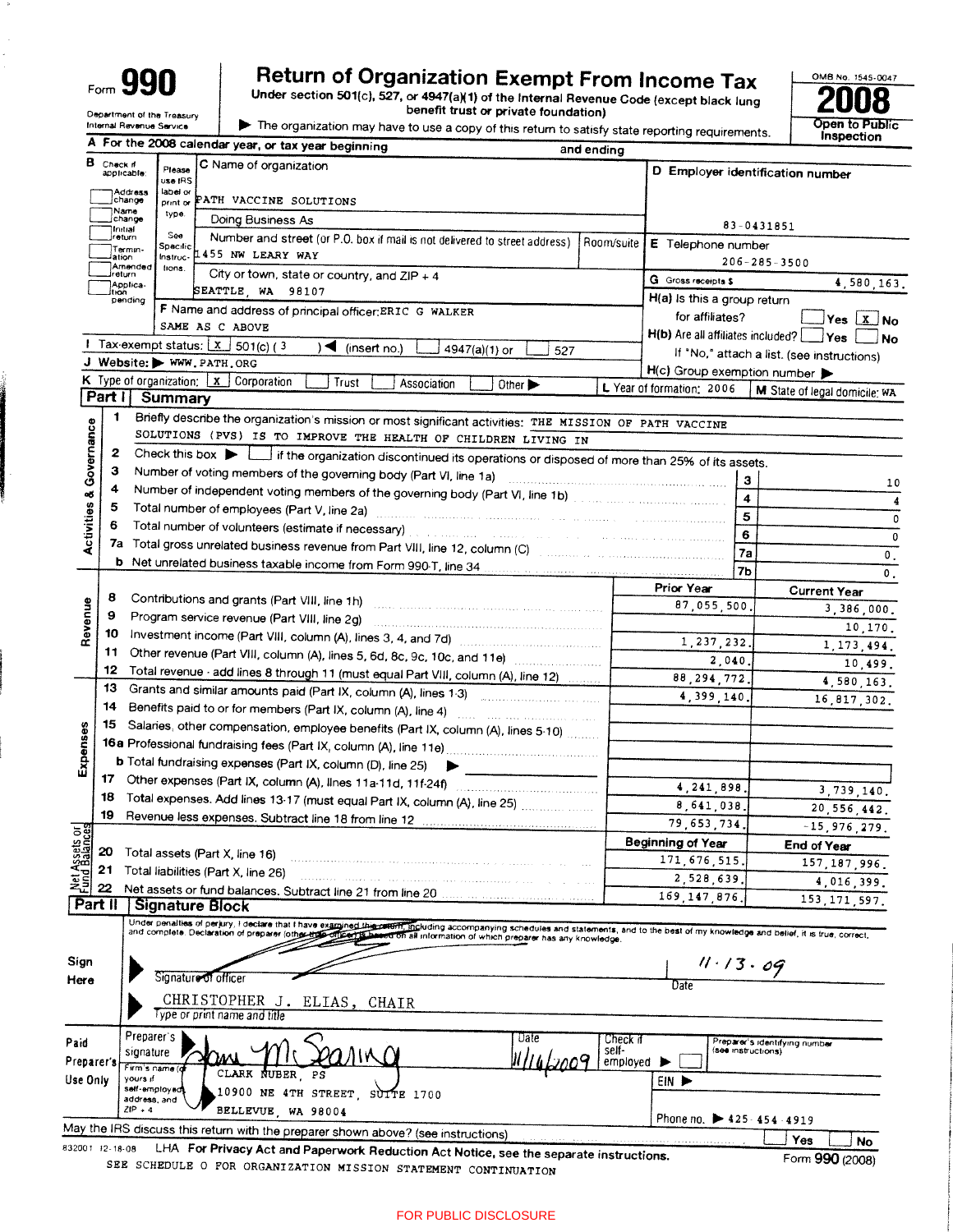Form **990**

# Return of Organization Exempt From Income Tax

**Under section 501(c), 527, or 4947(a)(1) of the Internal Revenue Code (except black lung benefit trust or private foundation)**

Department of the Treasury
Internal Revenue Service

▶ The organization may have to use a copy of this return to satisfy state reporting requirements.

OMB No. 1545-0047

**2008**

**Open to Public Inspection**

**A** For the 2008 calendar year, or tax year beginning and ending

**B** Check if applicable: Address change, Name change, Initial return, Termination, Amended return, Application pending

**C** Name of organization: PATH VACCINE SOLUTIONS

Doing Business As

Number and street (or P.O. box if mail is not delivered to street address) / Room/suite: 1455 NW LEARY WAY

City or town, state or country, and ZIP + 4: SEATTLE, WA 98107

**D** Employer identification number: 83-0431851

**E** Telephone number: 206-285-3500

**G** Gross receipts $ 4,580,163.

**F** Name and address of principal officer: ERIC G WALKER
SAME AS C ABOVE

**H(a)** Is this a group return for affiliates? Yes [ ] No [X]

**H(b)** Are all affiliates included? Yes [ ] No [ ]
If "No," attach a list. (see instructions)

**H(c)** Group exemption number ▶

**I** Tax-exempt status: [X] 501(c) ( 3 ) ◀ (insert no.) [ ] 4947(a)(1) or [ ] 527

**J** Website: ▶ WWW.PATH.ORG

**K** Type of organization: [X] Corporation [ ] Trust [ ] Association [ ] Other ▶

**L** Year of formation: 2006

**M** State of legal domicile: WA

## Part I Summary

**Activities & Governance**

1 Briefly describe the organization's mission or most significant activities: THE MISSION OF PATH VACCINE SOLUTIONS (PVS) IS TO IMPROVE THE HEALTH OF CHILDREN LIVING IN

2 Check this box ▶ [ ] if the organization discontinued its operations or disposed of more than 25% of its assets.

| | | | |
|---|---|---|---|
| 3 | Number of voting members of the governing body (Part VI, line 1a) | 3 | 10 |
| 4 | Number of independent voting members of the governing body (Part VI, line 1b) | 4 | 4 |
| 5 | Total number of employees (Part V, line 2a) | 5 | 0 |
| 6 | Total number of volunteers (estimate if necessary) | 6 | 0 |
| 7a | Total gross unrelated business revenue from Part VIII, line 12, column (C) | 7a | 0. |
| b | Net unrelated business taxable income from Form 990-T, line 34 | 7b | 0. |

| | | | Prior Year | Current Year |
|---|---|---|---|---|
| **Revenue** | 8 | Contributions and grants (Part VIII, line 1h) | 87,055,500. | 3,386,000. |
| | 9 | Program service revenue (Part VIII, line 2g) | | 10,170. |
| | 10 | Investment income (Part VIII, column (A), lines 3, 4, and 7d) | 1,237,232. | 1,173,494. |
| | 11 | Other revenue (Part VIII, column (A), lines 5, 6d, 8c, 9c, 10c, and 11e) | 2,040. | 10,499. |
| | 12 | Total revenue - add lines 8 through 11 (must equal Part VIII, column (A), line 12) | 88,294,772. | 4,580,163. |
| **Expenses** | 13 | Grants and similar amounts paid (Part IX, column (A), lines 1-3) | 4,399,140. | 16,817,302. |
| | 14 | Benefits paid to or for members (Part IX, column (A), line 4) | | |
| | 15 | Salaries, other compensation, employee benefits (Part IX, column (A), lines 5-10) | | |
| | 16a | Professional fundraising fees (Part IX, column (A), line 11e) | | |
| | b | Total fundraising expenses (Part IX, column (D), line 25) ▶ | | |
| | 17 | Other expenses (Part IX, column (A), lines 11a-11d, 11f-24f) | 4,241,898. | 3,739,140. |
| | 18 | Total expenses. Add lines 13-17 (must equal Part IX, column (A), line 25) | 8,641,038. | 20,556,442. |
| | 19 | Revenue less expenses. Subtract line 18 from line 12 | 79,653,734. | -15,976,279. |

| | | | Beginning of Year | End of Year |
|---|---|---|---|---|
| **Net Assets or Fund Balances** | 20 | Total assets (Part X, line 16) | 171,676,515. | 157,187,996. |
| | 21 | Total liabilities (Part X, line 26) | 2,528,639. | 4,016,399. |
| | 22 | Net assets or fund balances. Subtract line 21 from line 20 | 169,147,876. | 153,171,597. |

## Part II Signature Block

Under penalties of perjury, I declare that I have examined this return, including accompanying schedules and statements, and to the best of my knowledge and belief, it is true, correct, and complete. Declaration of preparer (other than officer) is based on all information of which preparer has any knowledge.

**Sign Here**

▶ Signature of officer — Date: 11-13-09

▶ CHRISTOPHER J. ELIAS, CHAIR
Type or print name and title

**Paid Preparer's Use Only**

Preparer's signature ▶ — Date: 11/16/2009 — Check if self-employed ▶ [ ] — Preparer's identifying number (see instructions)

Firm's name (or yours if self-employed), address, and ZIP + 4: CLARK NUBER, PS
10900 NE 4TH STREET, SUITE 1700
BELLEVUE, WA 98004

EIN ▶

Phone no. ▶ 425-454-4919

May the IRS discuss this return with the preparer shown above? (see instructions) Yes [ ] No [ ]

832001 12-18-08 LHA **For Privacy Act and Paperwork Reduction Act Notice, see the separate instructions.** Form **990** (2008)

SEE SCHEDULE O FOR ORGANIZATION MISSION STATEMENT CONTINUATION

FOR PUBLIC DISCLOSURE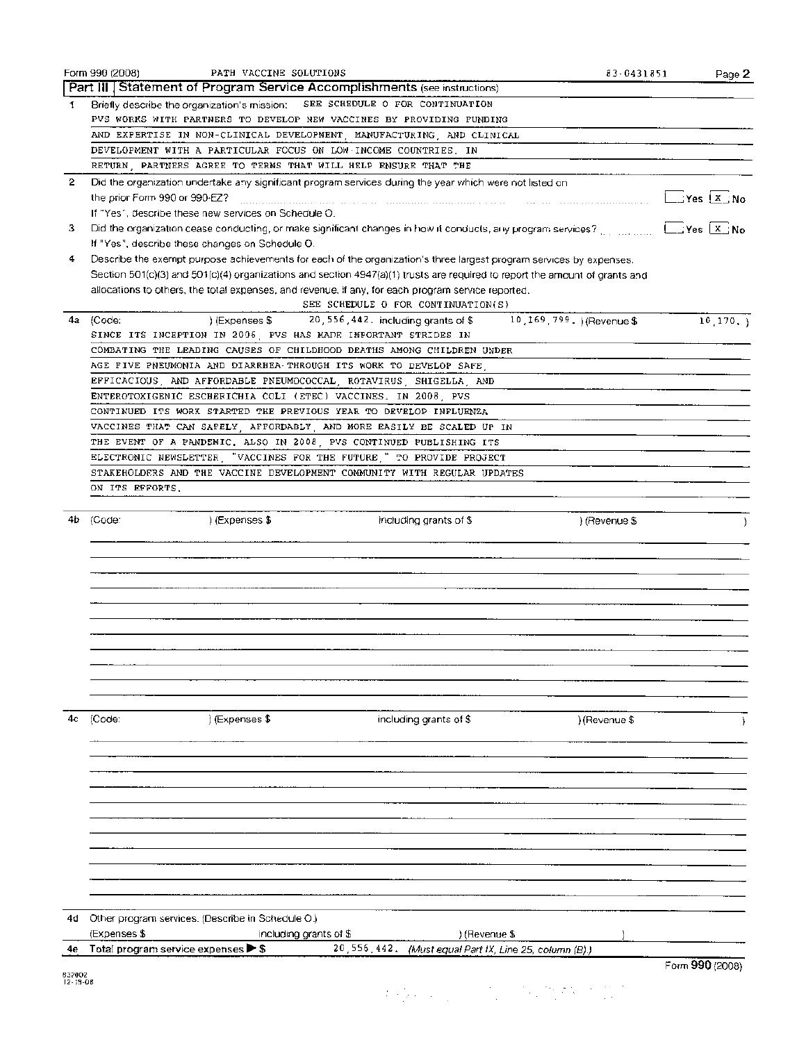Form 990 (2008) PATH VACCINE SOLUTIONS 83-0431851

## Part III | Statement of Program Service Accomplishments (see instructions)

**1** Briefly describe the organization's mission: SEE SCHEDULE O FOR CONTINUATION

PVS WORKS WITH PARTNERS TO DEVELOP NEW VACCINES BY PROVIDING FUNDING AND EXPERTISE IN NON-CLINICAL DEVELOPMENT, MANUFACTURING, AND CLINICAL DEVELOPMENT WITH A PARTICULAR FOCUS ON LOW-INCOME COUNTRIES. IN RETURN, PARTNERS AGREE TO TERMS THAT WILL HELP ENSURE THAT THE

**2** Did the organization undertake any significant program services during the year which were not listed on the prior Form 990 or 990-EZ? ☐ Yes ☒ No

If "Yes", describe these new services on Schedule O.

**3** Did the organization cease conducting, or make significant changes in how it conducts, any program services? ☐ Yes ☒ No

If "Yes", describe these changes on Schedule O.

**4** Describe the exempt purpose achievements for each of the organization's three largest program services by expenses. Section 501(c)(3) and 501(c)(4) organizations and section 4947(a)(1) trusts are required to report the amount of grants and allocations to others, the total expenses, and revenue, if any, for each program service reported.

SEE SCHEDULE O FOR CONTINUATION(S)

**4a** (Code: ) (Expenses $ 20,556,442. including grants of $ 10,169,799. ) (Revenue $ 10,170. )

SINCE ITS INCEPTION IN 2006, PVS HAS MADE IMPORTANT STRIDES IN COMBATING THE LEADING CAUSES OF CHILDHOOD DEATHS AMONG CHILDREN UNDER AGE FIVE PNEUMONIA AND DIARRHEA-THROUGH ITS WORK TO DEVELOP SAFE, EFFICACIOUS, AND AFFORDABLE PNEUMOCOCCAL, ROTAVIRUS, SHIGELLA, AND ENTEROTOXIGENIC ESCHERICHIA COLI (ETEC) VACCINES. IN 2008, PVS CONTINUED ITS WORK STARTED THE PREVIOUS YEAR TO DEVELOP INFLUENZA VACCINES THAT CAN SAFELY, AFFORDABLY, AND MORE EASILY BE SCALED UP IN THE EVENT OF A PANDEMIC. ALSO IN 2008, PVS CONTINUED PUBLISHING ITS ELECTRONIC NEWSLETTER, "VACCINES FOR THE FUTURE," TO PROVIDE PROJECT STAKEHOLDERS AND THE VACCINE DEVELOPMENT COMMUNITY WITH REGULAR UPDATES ON ITS EFFORTS.

**4b** (Code: ) (Expenses $ including grants of $ ) (Revenue $ )

**4c** (Code: ) (Expenses $ including grants of $ ) (Revenue $ )

**4d** Other program services. (Describe in Schedule O.)

(Expenses $ including grants of $ ) (Revenue $ )

**4e** Total program service expenses ▶ $ 20,556,442. *(Must equal Part IX, Line 25, column (B).)*

Form **990** (2008)

832002 12-15-08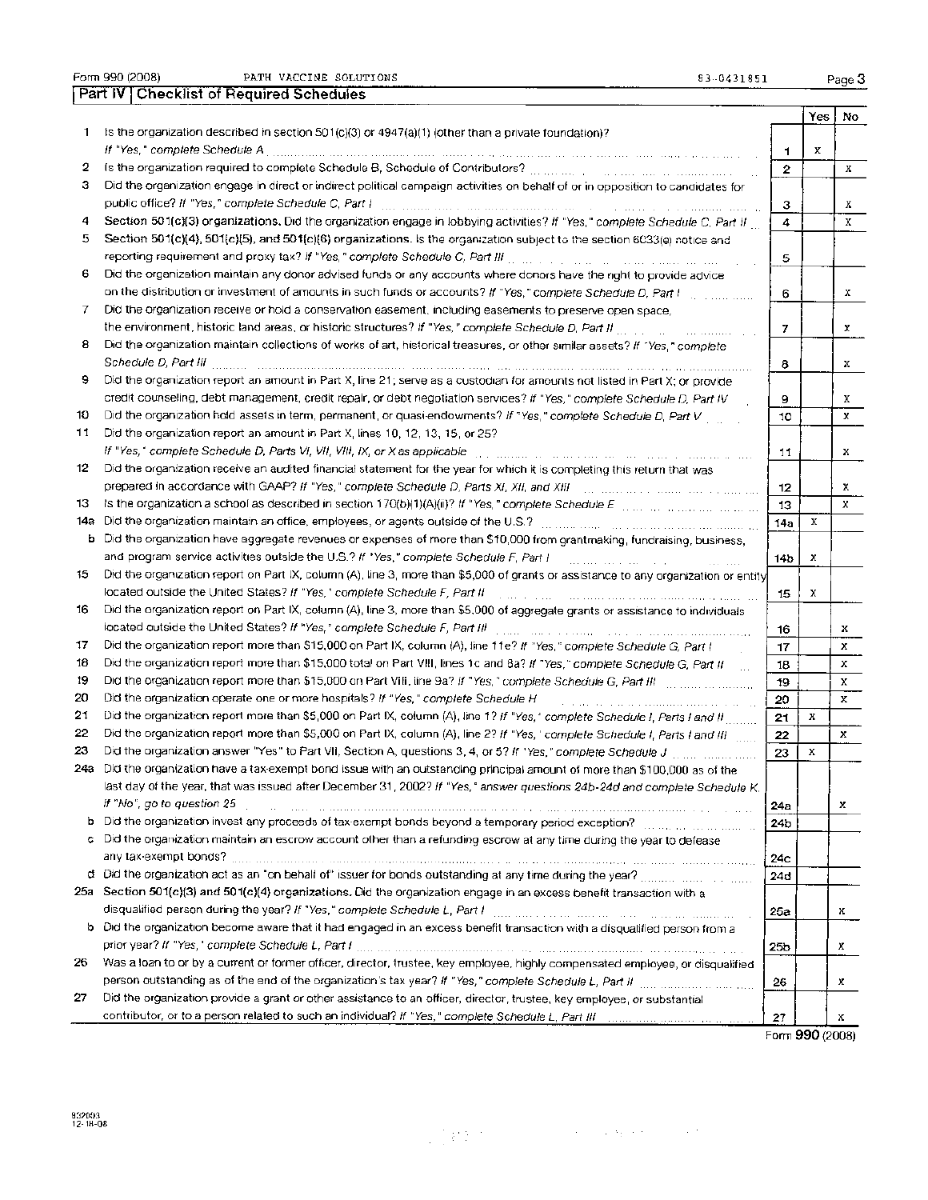Form 990 (2008) PATH VACCINE SOLUTIONS 83-0431851

## Part IV | Checklist of Required Schedules

| | | | Yes | No |
|---|---|---|---|---|
| 1 | Is the organization described in section 501(c)(3) or 4947(a)(1) (other than a private foundation)? *If "Yes," complete Schedule A* | 1 | X | |
| 2 | Is the organization required to complete Schedule B, Schedule of Contributors? | 2 | | X |
| 3 | Did the organization engage in direct or indirect political campaign activities on behalf of or in opposition to candidates for public office? *If "Yes," complete Schedule C, Part I* | 3 | | X |
| 4 | **Section 501(c)(3) organizations.** Did the organization engage in lobbying activities? *If "Yes," complete Schedule C, Part II* | 4 | | X |
| 5 | **Section 501(c)(4), 501(c)(5), and 501(c)(6) organizations.** Is the organization subject to the section 6033(e) notice and reporting requirement and proxy tax? *If "Yes," complete Schedule C, Part III* | 5 | | |
| 6 | Did the organization maintain any donor advised funds or any accounts where donors have the right to provide advice on the distribution or investment of amounts in such funds or accounts? *If "Yes," complete Schedule D, Part I* | 6 | | X |
| 7 | Did the organization receive or hold a conservation easement, including easements to preserve open space, the environment, historic land areas, or historic structures? *If "Yes," complete Schedule D, Part II* | 7 | | X |
| 8 | Did the organization maintain collections of works of art, historical treasures, or other similar assets? *If "Yes," complete Schedule D, Part III* | 8 | | X |
| 9 | Did the organization report an amount in Part X, line 21; serve as a custodian for amounts not listed in Part X; or provide credit counseling, debt management, credit repair, or debt negotiation services? *If "Yes," complete Schedule D, Part IV* | 9 | | X |
| 10 | Did the organization hold assets in term, permanent, or quasi-endowments? *If "Yes," complete Schedule D, Part V* | 10 | | X |
| 11 | Did the organization report an amount in Part X, lines 10, 12, 13, 15, or 25? *If "Yes," complete Schedule D, Parts VI, VII, VIII, IX, or X as applicable* | 11 | | X |
| 12 | Did the organization receive an audited financial statement for the year for which it is completing this return that was prepared in accordance with GAAP? *If "Yes," complete Schedule D, Parts XI, XII, and XIII* | 12 | | X |
| 13 | Is the organization a school as described in section 170(b)(1)(A)(ii)? *If "Yes," complete Schedule E* | 13 | | X |
| 14a | Did the organization maintain an office, employees, or agents outside of the U.S.? | 14a | X | |
| b | Did the organization have aggregate revenues or expenses of more than $10,000 from grantmaking, fundraising, business, and program service activities outside the U.S.? *If "Yes," complete Schedule F, Part I* | 14b | X | |
| 15 | Did the organization report on Part IX, column (A), line 3, more than $5,000 of grants or assistance to any organization or entity located outside the United States? *If "Yes," complete Schedule F, Part II* | 15 | X | |
| 16 | Did the organization report on Part IX, column (A), line 3, more than $5,000 of aggregate grants or assistance to individuals located outside the United States? *If "Yes," complete Schedule F, Part III* | 16 | | X |
| 17 | Did the organization report more than $15,000 on Part IX, column (A), line 11e? *If "Yes," complete Schedule G, Part I* | 17 | | X |
| 18 | Did the organization report more than $15,000 total on Part VIII, lines 1c and 8a? *If "Yes," complete Schedule G, Part II* | 18 | | X |
| 19 | Did the organization report more than $15,000 on Part VIII, line 9a? *If "Yes," complete Schedule G, Part III* | 19 | | X |
| 20 | Did the organization operate one or more hospitals? *If "Yes," complete Schedule H* | 20 | | X |
| 21 | Did the organization report more than $5,000 on Part IX, column (A), line 1? *If "Yes," complete Schedule I, Parts I and II* | 21 | X | |
| 22 | Did the organization report more than $5,000 on Part IX, column (A), line 2? *If "Yes," complete Schedule I, Parts I and III* | 22 | | X |
| 23 | Did the organization answer "Yes" to Part VII, Section A, questions 3, 4, or 5? *If "Yes," complete Schedule J* | 23 | X | |
| 24a | Did the organization have a tax-exempt bond issue with an outstanding principal amount of more than $100,000 as of the last day of the year, that was issued after December 31, 2002? *If "Yes," answer questions 24b-24d and complete Schedule K. If "No", go to question 25* | 24a | | X |
| b | Did the organization invest any proceeds of tax-exempt bonds beyond a temporary period exception? | 24b | | |
| c | Did the organization maintain an escrow account other than a refunding escrow at any time during the year to defease any tax-exempt bonds? | 24c | | |
| d | Did the organization act as an "on behalf of" issuer for bonds outstanding at any time during the year? | 24d | | |
| 25a | **Section 501(c)(3) and 501(c)(4) organizations.** Did the organization engage in an excess benefit transaction with a disqualified person during the year? *If "Yes," complete Schedule L, Part I* | 25a | | X |
| b | Did the organization become aware that it had engaged in an excess benefit transaction with a disqualified person from a prior year? *If "Yes," complete Schedule L, Part I* | 25b | | X |
| 26 | Was a loan to or by a current or former officer, director, trustee, key employee, highly compensated employee, or disqualified person outstanding as of the end of the organization's tax year? *If "Yes," complete Schedule L, Part II* | 26 | | X |
| 27 | Did the organization provide a grant or other assistance to an officer, director, trustee, key employee, or substantial contributor, or to a person related to such an individual? *If "Yes," complete Schedule L, Part III* | 27 | | X |

Form **990** (2008)

832003
12-18-08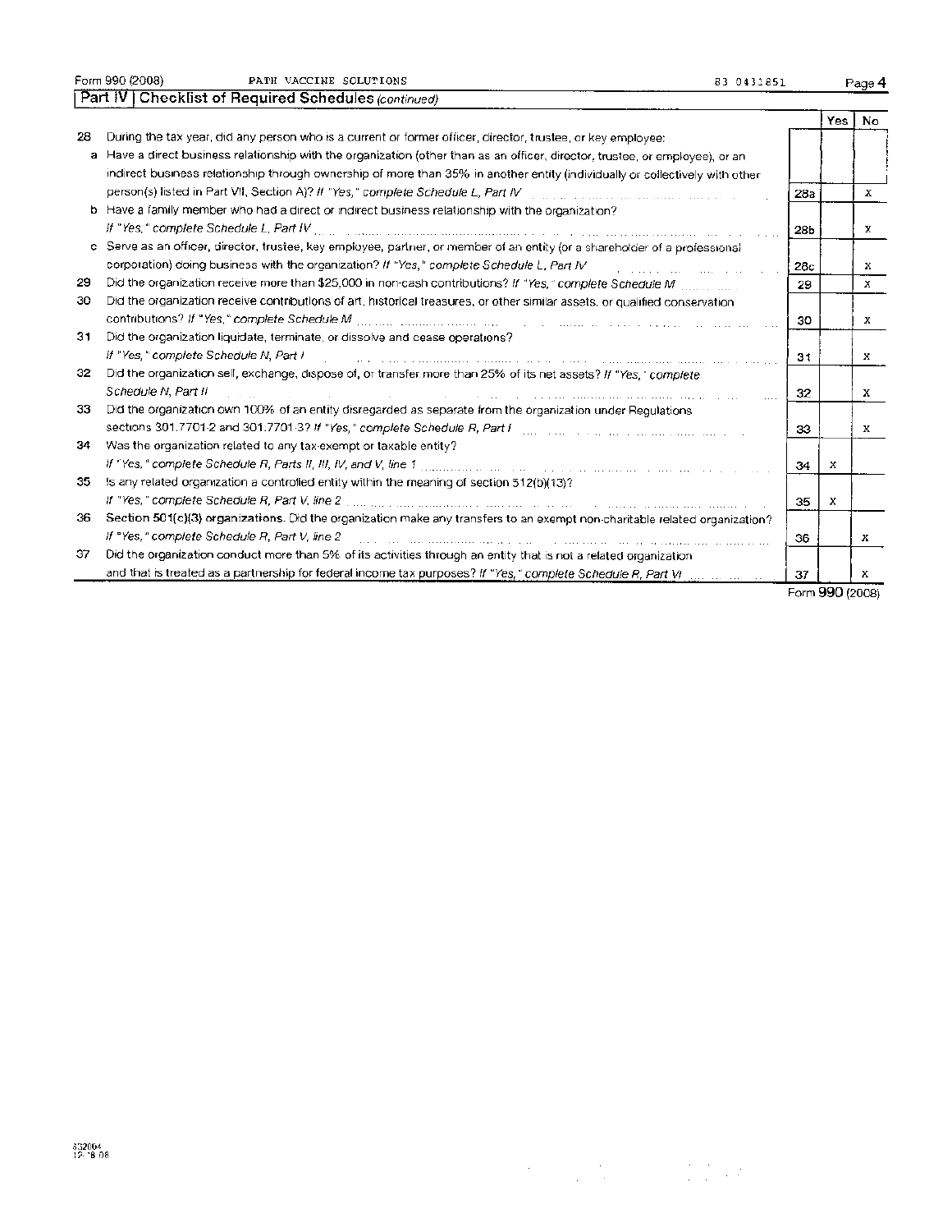Form 990 (2008) PATH VACCINE SOLUTIONS 83 0431851

## Part IV Checklist of Required Schedules *(continued)*

| | | | Yes | No |
|---|---|---|---|---|
| 28 | During the tax year, did any person who is a current or former officer, director, trustee, or key employee: | | | |
| a | Have a direct business relationship with the organization (other than as an officer, director, trustee, or employee), or an indirect business relationship through ownership of more than 35% in another entity (individually or collectively with other person(s) listed in Part VII, Section A)? *If "Yes," complete Schedule L, Part IV* | 28a | | X |
| b | Have a family member who had a direct or indirect business relationship with the organization? *If "Yes," complete Schedule L, Part IV* | 28b | | X |
| c | Serve as an officer, director, trustee, key employee, partner, or member of an entity (or a shareholder of a professional corporation) doing business with the organization? *If "Yes," complete Schedule L, Part IV* | 28c | | X |
| 29 | Did the organization receive more than $25,000 in non-cash contributions? *If "Yes," complete Schedule M* | 29 | | X |
| 30 | Did the organization receive contributions of art, historical treasures, or other similar assets, or qualified conservation contributions? *If "Yes," complete Schedule M* | 30 | | X |
| 31 | Did the organization liquidate, terminate, or dissolve and cease operations? *If "Yes," complete Schedule N, Part I* | 31 | | X |
| 32 | Did the organization sell, exchange, dispose of, or transfer more than 25% of its net assets? *If "Yes," complete Schedule N, Part II* | 32 | | X |
| 33 | Did the organization own 100% of an entity disregarded as separate from the organization under Regulations sections 301.7701-2 and 301.7701-3? *If "Yes," complete Schedule R, Part I* | 33 | | X |
| 34 | Was the organization related to any tax-exempt or taxable entity? *If "Yes," complete Schedule R, Parts II, III, IV, and V, line 1* | 34 | X | |
| 35 | Is any related organization a controlled entity within the meaning of section 512(b)(13)? *If "Yes," complete Schedule R, Part V, line 2* | 35 | X | |
| 36 | **Section 501(c)(3) organizations.** Did the organization make any transfers to an exempt non-charitable related organization? *If "Yes," complete Schedule R, Part V, line 2* | 36 | | X |
| 37 | Did the organization conduct more than 5% of its activities through an entity that is not a related organization and that is treated as a partnership for federal income tax purposes? *If "Yes," complete Schedule R, Part VI* | 37 | | X |

Form **990** (2008)

832004
12-18-08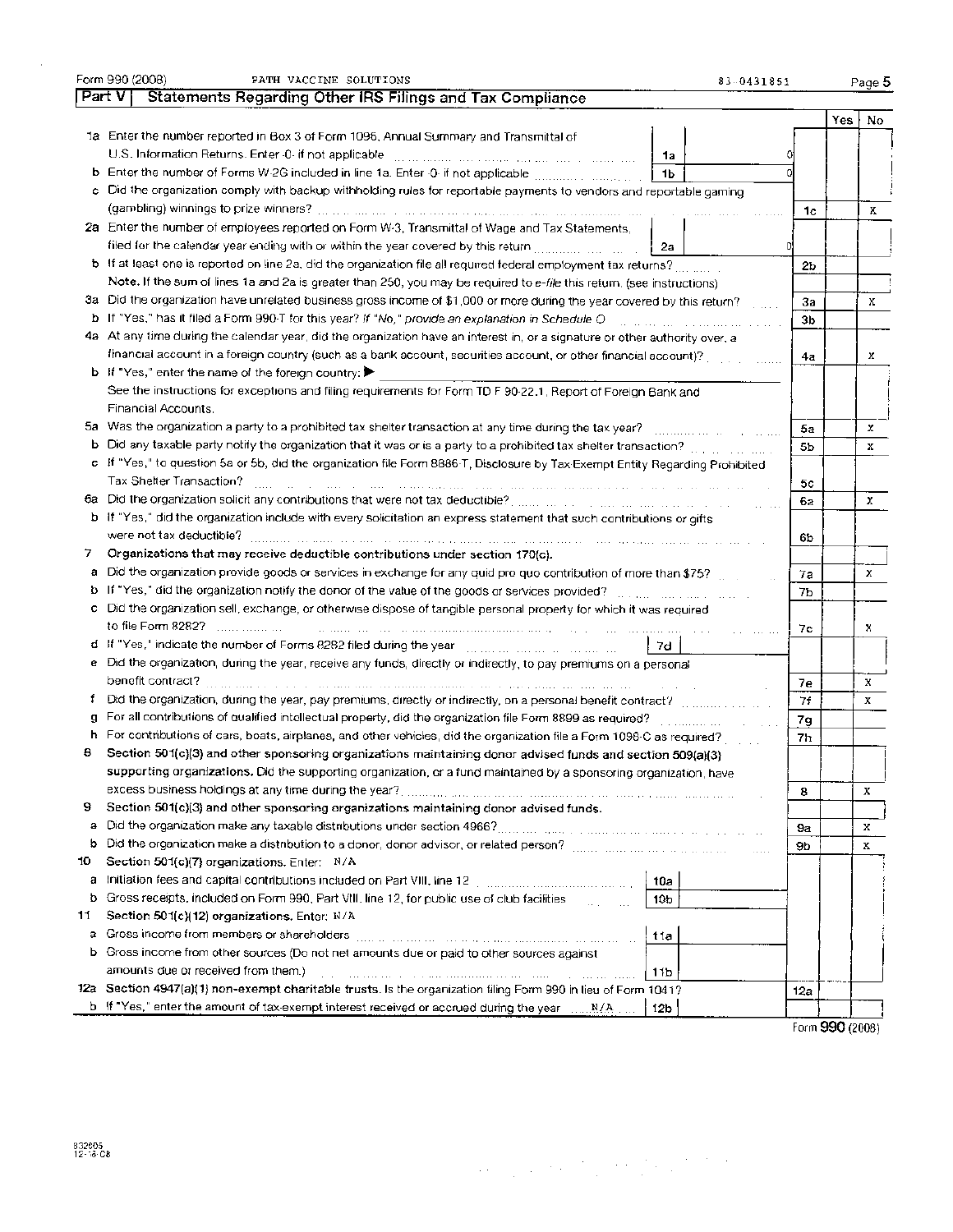Form 990 (2008) PATH VACCINE SOLUTIONS 83-0431851

## Part V Statements Regarding Other IRS Filings and Tax Compliance

| | | | | Yes | No |
|---|---|---|---|---|---|
| 1a | Enter the number reported in Box 3 of Form 1096, Annual Summary and Transmittal of U.S. Information Returns. Enter -0- if not applicable | 1a | 0 | | |
| b | Enter the number of Forms W-2G included in line 1a. Enter -0- if not applicable | 1b | 0 | | |
| c | Did the organization comply with backup withholding rules for reportable payments to vendors and reportable gaming (gambling) winnings to prize winners? | | 1c | | X |
| 2a | Enter the number of employees reported on Form W-3, Transmittal of Wage and Tax Statements, filed for the calendar year ending with or within the year covered by this return | 2a | 0 | | |
| b | If at least one is reported on line 2a, did the organization file all required federal employment tax returns? | | 2b | | |
| | **Note.** If the sum of lines 1a and 2a is greater than 250, you may be required to *e-file* this return. (see instructions) | | | | |
| 3a | Did the organization have unrelated business gross income of $1,000 or more during the year covered by this return? | | 3a | | X |
| b | If "Yes," has it filed a Form 990-T for this year? *If "No," provide an explanation in Schedule O* | | 3b | | |
| 4a | At any time during the calendar year, did the organization have an interest in, or a signature or other authority over, a financial account in a foreign country (such as a bank account, securities account, or other financial account)? | | 4a | | X |
| b | If "Yes," enter the name of the foreign country: ▶ | | | | |
| | See the instructions for exceptions and filing requirements for Form TD F 90-22.1, Report of Foreign Bank and Financial Accounts. | | | | |
| 5a | Was the organization a party to a prohibited tax shelter transaction at any time during the tax year? | | 5a | | X |
| b | Did any taxable party notify the organization that it was or is a party to a prohibited tax shelter transaction? | | 5b | | X |
| c | If "Yes," to question 5a or 5b, did the organization file Form 8886-T, Disclosure by Tax-Exempt Entity Regarding Prohibited Tax Shelter Transaction? | | 5c | | |
| 6a | Did the organization solicit any contributions that were not tax deductible? | | 6a | | X |
| b | If "Yes," did the organization include with every solicitation an express statement that such contributions or gifts were not tax deductible? | | 6b | | |
| 7 | **Organizations that may receive deductible contributions under section 170(c).** | | | | |
| a | Did the organization provide goods or services in exchange for any quid pro quo contribution of more than $75? | | 7a | | X |
| b | If "Yes," did the organization notify the donor of the value of the goods or services provided? | | 7b | | |
| c | Did the organization sell, exchange, or otherwise dispose of tangible personal property for which it was required to file Form 8282? | | 7c | | X |
| d | If "Yes," indicate the number of Forms 8282 filed during the year | 7d | | | |
| e | Did the organization, during the year, receive any funds, directly or indirectly, to pay premiums on a personal benefit contract? | | 7e | | X |
| f | Did the organization, during the year, pay premiums, directly or indirectly, on a personal benefit contract? | | 7f | | X |
| g | For all contributions of qualified intellectual property, did the organization file Form 8899 as required? | | 7g | | |
| h | For contributions of cars, boats, airplanes, and other vehicles, did the organization file a Form 1098-C as required? | | 7h | | |
| 8 | **Section 501(c)(3) and other sponsoring organizations maintaining donor advised funds and section 509(a)(3) supporting organizations.** Did the supporting organization, or a fund maintained by a sponsoring organization, have excess business holdings at any time during the year? | | 8 | | X |
| 9 | **Section 501(c)(3) and other sponsoring organizations maintaining donor advised funds.** | | | | |
| a | Did the organization make any taxable distributions under section 4966? | | 9a | | X |
| b | Did the organization make a distribution to a donor, donor advisor, or related person? | | 9b | | X |
| 10 | **Section 501(c)(7) organizations.** Enter: N/A | | | | |
| a | Initiation fees and capital contributions included on Part VIII, line 12 | 10a | | | |
| b | Gross receipts, included on Form 990, Part VIII, line 12, for public use of club facilities | 10b | | | |
| 11 | **Section 501(c)(12) organizations.** Enter: N/A | | | | |
| a | Gross income from members or shareholders | 11a | | | |
| b | Gross income from other sources (Do not net amounts due or paid to other sources against amounts due or received from them.) | 11b | | | |
| 12a | **Section 4947(a)(1) non-exempt charitable trusts.** Is the organization filing Form 990 in lieu of Form 1041? | | 12a | | |
| b | If "Yes," enter the amount of tax-exempt interest received or accrued during the year N/A | 12b | | | |

Form **990** (2008)

832005
12-16-08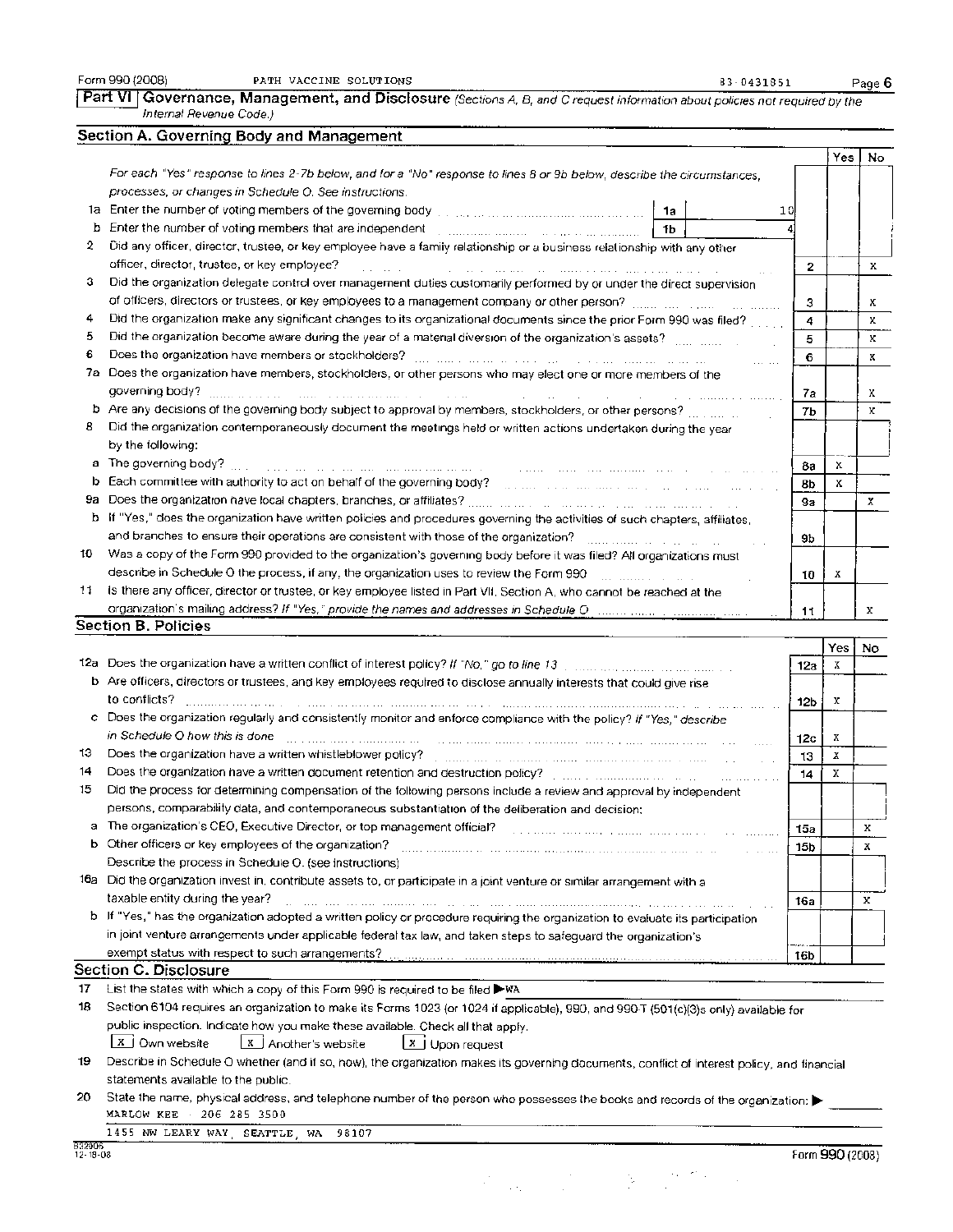Form 990 (2008) PATH VACCINE SOLUTIONS 83-0431351

## Part VI Governance, Management, and Disclosure *(Sections A, B, and C request information about policies not required by the Internal Revenue Code.)*

### Section A. Governing Body and Management

*For each "Yes" response to lines 2-7b below, and for a "No" response to lines 8 or 9b below, describe the circumstances, processes, or changes in Schedule O. See instructions.*

| | | | Yes | No |
|---|---|---|---|---|
| 1a | Enter the number of voting members of the governing body (1a) 10 | | | |
| b | Enter the number of voting members that are independent (1b) 4 | | | |
| 2 | Did any officer, director, trustee, or key employee have a family relationship or a business relationship with any other officer, director, trustee, or key employee? | 2 | | X |
| 3 | Did the organization delegate control over management duties customarily performed by or under the direct supervision of officers, directors or trustees, or key employees to a management company or other person? | 3 | | X |
| 4 | Did the organization make any significant changes to its organizational documents since the prior Form 990 was filed? | 4 | | X |
| 5 | Did the organization become aware during the year of a material diversion of the organization's assets? | 5 | | X |
| 6 | Does the organization have members or stockholders? | 6 | | X |
| 7a | Does the organization have members, stockholders, or other persons who may elect one or more members of the governing body? | 7a | | X |
| b | Are any decisions of the governing body subject to approval by members, stockholders, or other persons? | 7b | | X |
| 8 | Did the organization contemporaneously document the meetings held or written actions undertaken during the year by the following: | | | |
| a | The governing body? | 8a | X | |
| b | Each committee with authority to act on behalf of the governing body? | 8b | X | |
| 9a | Does the organization have local chapters, branches, or affiliates? | 9a | | X |
| b | If "Yes," does the organization have written policies and procedures governing the activities of such chapters, affiliates, and branches to ensure their operations are consistent with those of the organization? | 9b | | |
| 10 | Was a copy of the Form 990 provided to the organization's governing body before it was filed? All organizations must describe in Schedule O the process, if any, the organization uses to review the Form 990 | 10 | X | |
| 11 | Is there any officer, director or trustee, or key employee listed in Part VII, Section A, who cannot be reached at the organization's mailing address? *If "Yes," provide the names and addresses in Schedule O* | 11 | | X |

### Section B. Policies

| | | | Yes | No |
|---|---|---|---|---|
| 12a | Does the organization have a written conflict of interest policy? *If "No," go to line 13* | 12a | X | |
| b | Are officers, directors or trustees, and key employees required to disclose annually interests that could give rise to conflicts? | 12b | X | |
| c | Does the organization regularly and consistently monitor and enforce compliance with the policy? *If "Yes," describe in Schedule O how this is done* | 12c | X | |
| 13 | Does the organization have a written whistleblower policy? | 13 | X | |
| 14 | Does the organization have a written document retention and destruction policy? | 14 | X | |
| 15 | Did the process for determining compensation of the following persons include a review and approval by independent persons, comparability data, and contemporaneous substantiation of the deliberation and decision: | | | |
| a | The organization's CEO, Executive Director, or top management official? | 15a | | X |
| b | Other officers or key employees of the organization? Describe the process in Schedule O. (see instructions) | 15b | | X |
| 16a | Did the organization invest in, contribute assets to, or participate in a joint venture or similar arrangement with a taxable entity during the year? | 16a | | X |
| b | If "Yes," has the organization adopted a written policy or procedure requiring the organization to evaluate its participation in joint venture arrangements under applicable federal tax law, and taken steps to safeguard the organization's exempt status with respect to such arrangements? | 16b | | |

### Section C. Disclosure

17 List the states with which a copy of this Form 990 is required to be filed ▶ WA

18 Section 6104 requires an organization to make its Forms 1023 (or 1024 if applicable), 990, and 990-T (501(c)(3)s only) available for public inspection. Indicate how you make these available. Check all that apply.

[X] Own website [X] Another's website [X] Upon request

19 Describe in Schedule O whether (and if so, how), the organization makes its governing documents, conflict of interest policy, and financial statements available to the public.

20 State the name, physical address, and telephone number of the person who possesses the books and records of the organization: ▶

MARLOW KEE - 206 285 3500

1455 NW LEARY WAY, SEATTLE, WA 98107

832006 12-18-08 Form 990 (2008)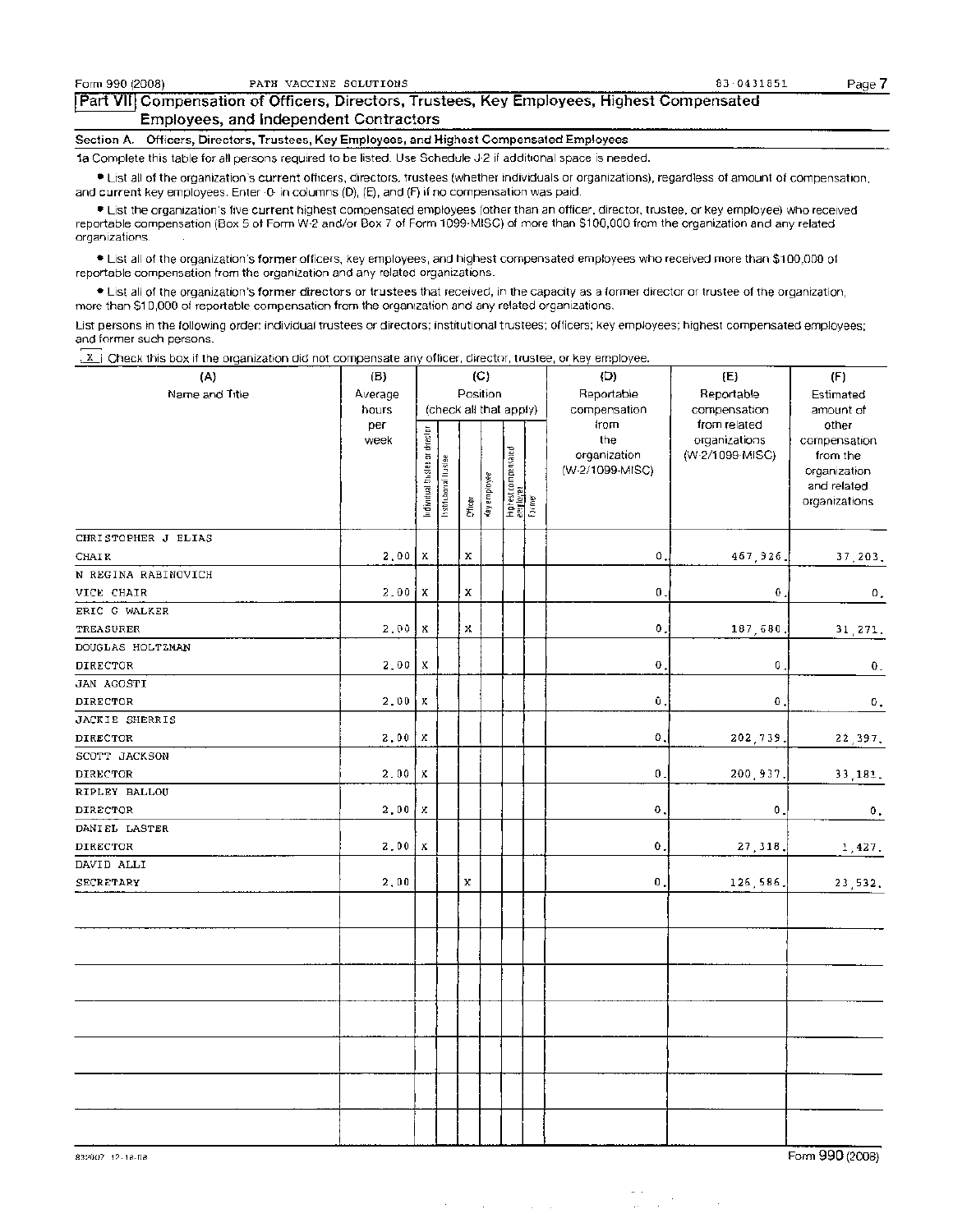Form 990 (2008) PATH VACCINE SOLUTIONS 83-0431851

## Part VII Compensation of Officers, Directors, Trustees, Key Employees, Highest Compensated Employees, and Independent Contractors

### Section A. Officers, Directors, Trustees, Key Employees, and Highest Compensated Employees

**1a** Complete this table for all persons required to be listed. Use Schedule J-2 if additional space is needed.

- List all of the organization's **current** officers, directors, trustees (whether individuals or organizations), regardless of amount of compensation, and **current** key employees. Enter -0- in columns (D), (E), and (F) if no compensation was paid.
- List the organization's five **current** highest compensated employees (other than an officer, director, trustee, or key employee) who received reportable compensation (Box 5 of Form W-2 and/or Box 7 of Form 1099-MISC) of more than $100,000 from the organization and any related organizations.
- List all of the organization's **former** officers, key employees, and highest compensated employees who received more than $100,000 of reportable compensation from the organization and any related organizations.
- List all of the organization's **former directors or trustees** that received, in the capacity as a former director or trustee of the organization, more than $10,000 of reportable compensation from the organization and any related organizations.

List persons in the following order: individual trustees or directors; institutional trustees; officers; key employees; highest compensated employees; and former such persons.

[ X ] Check this box if the organization did not compensate any officer, director, trustee, or key employee.

| (A) Name and Title | (B) Average hours per week | (C) Position (check all that apply): Individual trustee or director | Institutional trustee | Officer | Key employee | Highest compensated employee | Former | (D) Reportable compensation from the organization (W-2/1099-MISC) | (E) Reportable compensation from related organizations (W-2/1099-MISC) | (F) Estimated amount of other compensation from the organization and related organizations |
|---|---|---|---|---|---|---|---|---|---|---|
| CHRISTOPHER J ELIAS<br>CHAIR | 2.00 | X | | X | | | | 0. | 467,926. | 37,203. |
| N REGINA RABINOVICH<br>VICE CHAIR | 2.00 | X | | X | | | | 0. | 0. | 0. |
| ERIC G WALKER<br>TREASURER | 2.00 | X | | X | | | | 0. | 187,680. | 31,271. |
| DOUGLAS HOLTZMAN<br>DIRECTOR | 2.00 | X | | | | | | 0. | 0. | 0. |
| JAN AGOSTI<br>DIRECTOR | 2.00 | X | | | | | | 0. | 0. | 0. |
| JACKIE SHERRIS<br>DIRECTOR | 2.00 | X | | | | | | 0. | 202,739. | 22,397. |
| SCOTT JACKSON<br>DIRECTOR | 2.00 | X | | | | | | 0. | 200,937. | 33,181. |
| RIPLEY BALLOU<br>DIRECTOR | 2.00 | X | | | | | | 0. | 0. | 0. |
| DANIEL LASTER<br>DIRECTOR | 2.00 | X | | | | | | 0. | 27,318. | 1,427. |
| DAVID ALLI<br>SECRETARY | 2.00 | | | X | | | | 0. | 126,586. | 23,532. |

832007 12-18-08 Form 990 (2008)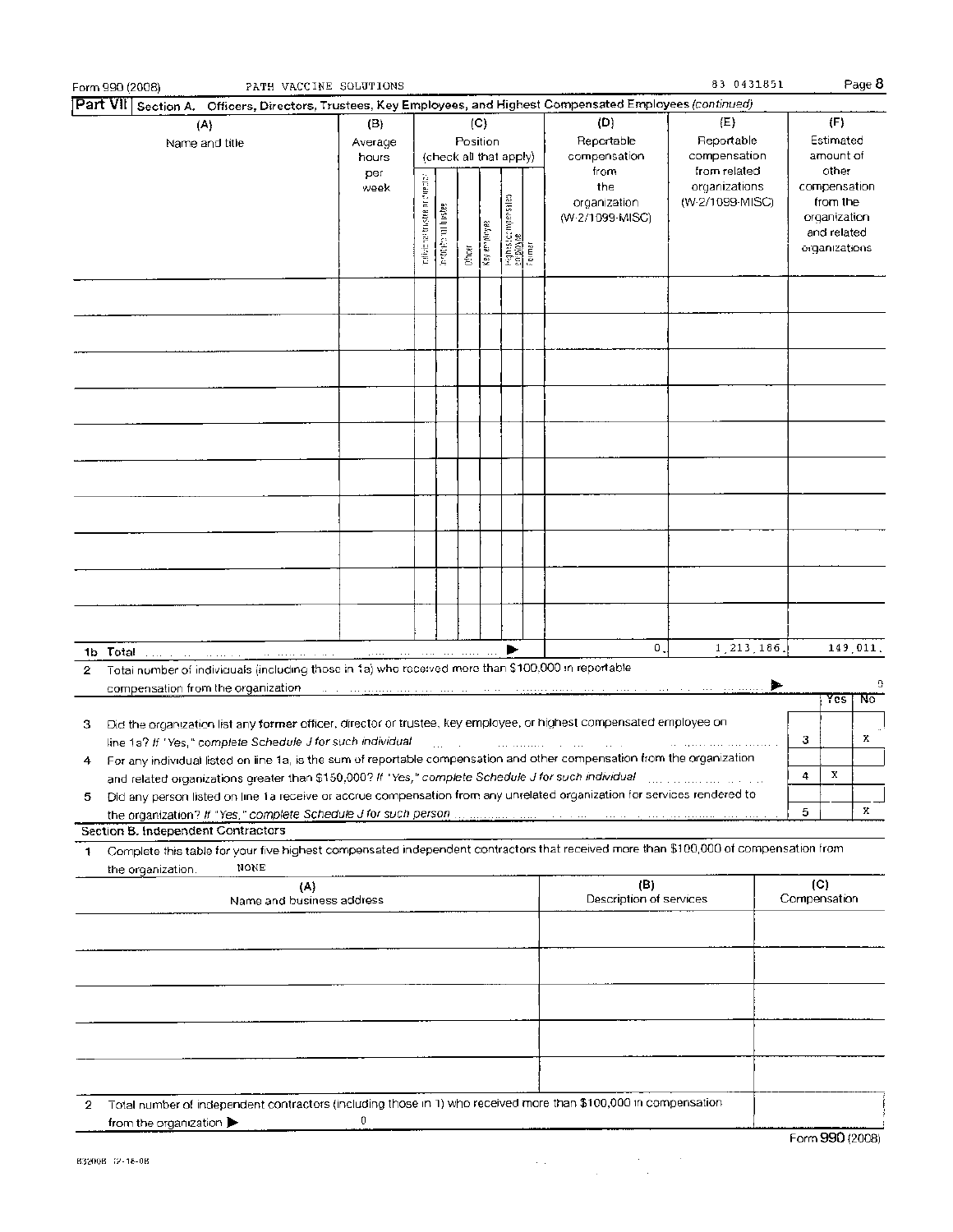Form 990 (2008) PATH VACCINE SOLUTIONS 83 0431851

## Part VII Section A. Officers, Directors, Trustees, Key Employees, and Highest Compensated Employees *(continued)*

| (A) Name and title | (B) Average hours per week | (C) Position (check all that apply): Individual trustee or director | Institutional trustee | Officer | Key employee | Highest compensated employee | Former | (D) Reportable compensation from the organization (W-2/1099-MISC) | (E) Reportable compensation from related organizations (W-2/1099-MISC) | (F) Estimated amount of other compensation from the organization and related organizations |
|---|---|---|---|---|---|---|---|---|---|---|
| | | | | | | | | | | |
| | | | | | | | | | | |
| | | | | | | | | | | |
| | | | | | | | | | | |
| | | | | | | | | | | |
| | | | | | | | | | | |
| | | | | | | | | | | |
| | | | | | | | | | | |
| | | | | | | | | | | |
| | | | | | | | | | | |
| **1b Total** ▶ | | | | | | | | 0. | 1,213,186. | 149,011. |

2 Total number of individuals (including those in 1a) who received more than $100,000 in reportable compensation from the organization ▶ 0

| | | Yes | No |
|---|---|---|---|
| 3 Did the organization list any **former** officer, director or trustee, key employee, or highest compensated employee on line 1a? *If "Yes," complete Schedule J for such individual* | 3 | | X |
| 4 For any individual listed on line 1a, is the sum of reportable compensation and other compensation from the organization and related organizations greater than $150,000? *If "Yes," complete Schedule J for such individual* | 4 | X | |
| 5 Did any person listed on line 1a receive or accrue compensation from any unrelated organization for services rendered to the organization? *If "Yes," complete Schedule J for such person* | 5 | | X |

### Section B. Independent Contractors

1 Complete this table for your five highest compensated independent contractors that received more than $100,000 of compensation from the organization. NONE

| (A) Name and business address | (B) Description of services | (C) Compensation |
|---|---|---|
| | | |
| | | |
| | | |
| | | |
| | | |

2 Total number of independent contractors (including those in 1) who received more than $100,000 in compensation from the organization ▶ 0

Form **990** (2008)

832008 12-16-08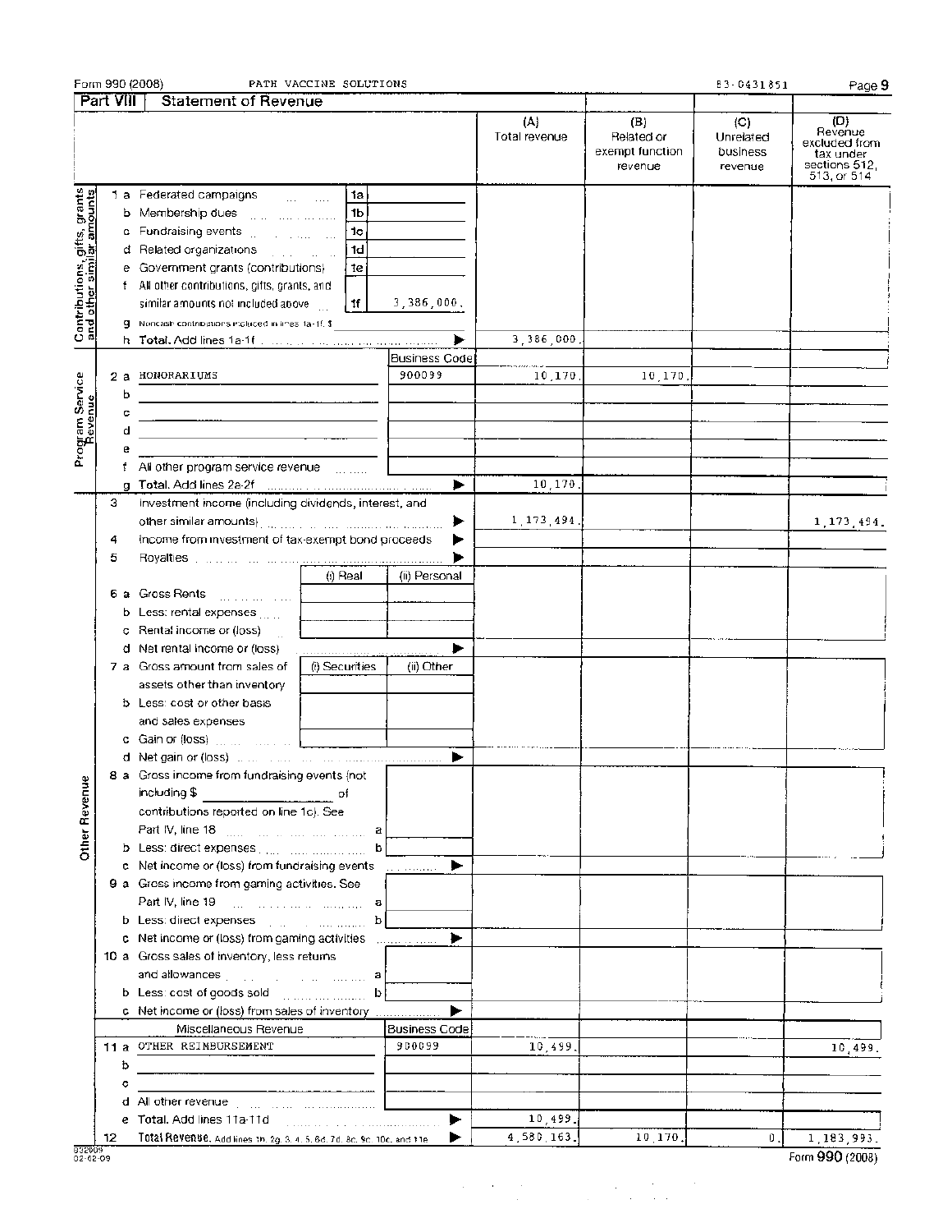Form 990 (2008) PATH VACCINE SOLUTIONS 83-0431851

## Part VIII Statement of Revenue

| | | | (A) Total revenue | (B) Related or exempt function revenue | (C) Unrelated business revenue | (D) Revenue excluded from tax under sections 512, 513, or 514 |
|---|---|---|---|---|---|---|
| **Contributions, gifts, grants and other similar amounts** | | | | | | |
| 1 a Federated campaigns | 1a | | | | | |
| b Membership dues | 1b | | | | | |
| c Fundraising events | 1c | | | | | |
| d Related organizations | 1d | | | | | |
| e Government grants (contributions) | 1e | | | | | |
| f All other contributions, gifts, grants, and similar amounts not included above | 1f | 3,386,000. | | | | |
| g Noncash contributions included in lines 1a-1f: $ | | | | | | |
| h **Total.** Add lines 1a-1f | | ▶ | 3,386,000. | | | |
| **Program Service Revenue** | | Business Code | | | | |
| 2 a HONORARIUMS | | 900099 | 10,170. | 10,170. | | |
| b | | | | | | |
| c | | | | | | |
| d | | | | | | |
| e | | | | | | |
| f All other program service revenue | | | | | | |
| g **Total.** Add lines 2a-2f | | ▶ | 10,170. | | | |
| **Other Revenue** | | | | | | |
| 3 Investment income (including dividends, interest, and other similar amounts) | | ▶ | 1,173,494. | | | 1,173,494. |
| 4 Income from investment of tax-exempt bond proceeds | | ▶ | | | | |
| 5 Royalties | | ▶ | | | | |
| | (i) Real | (ii) Personal | | | | |
| 6 a Gross Rents | | | | | | |
| b Less: rental expenses | | | | | | |
| c Rental income or (loss) | | | | | | |
| d Net rental income or (loss) | | ▶ | | | | |
| 7 a Gross amount from sales of assets other than inventory | (i) Securities | (ii) Other | | | | |
| b Less: cost or other basis and sales expenses | | | | | | |
| c Gain or (loss) | | | | | | |
| d Net gain or (loss) | | ▶ | | | | |
| 8 a Gross income from fundraising events (not including $ \_\_\_\_\_\_ of contributions reported on line 1c). See Part IV, line 18 | a | | | | | |
| b Less: direct expenses | b | | | | | |
| c Net income or (loss) from fundraising events | | ▶ | | | | |
| 9 a Gross income from gaming activities. See Part IV, line 19 | a | | | | | |
| b Less: direct expenses | b | | | | | |
| c Net income or (loss) from gaming activities | | ▶ | | | | |
| 10 a Gross sales of inventory, less returns and allowances | a | | | | | |
| b Less: cost of goods sold | b | | | | | |
| c Net income or (loss) from sales of inventory | | ▶ | | | | |
| Miscellaneous Revenue | | Business Code | | | | |
| 11 a OTHER REIMBURSEMENT | | 900099 | 10,499. | | | 10,499. |
| b | | | | | | |
| c | | | | | | |
| d All other revenue | | | | | | |
| e **Total.** Add lines 11a-11d | | ▶ | 10,499. | | | |
| 12 **Total Revenue.** Add lines 1h, 2g, 3, 4, 5, 6d, 7d, 8c, 9c, 10c, and 11e | | ▶ | 4,580,163. | 10,170. | 0. | 1,183,993. |

832009 02-02-09

Form **990** (2008)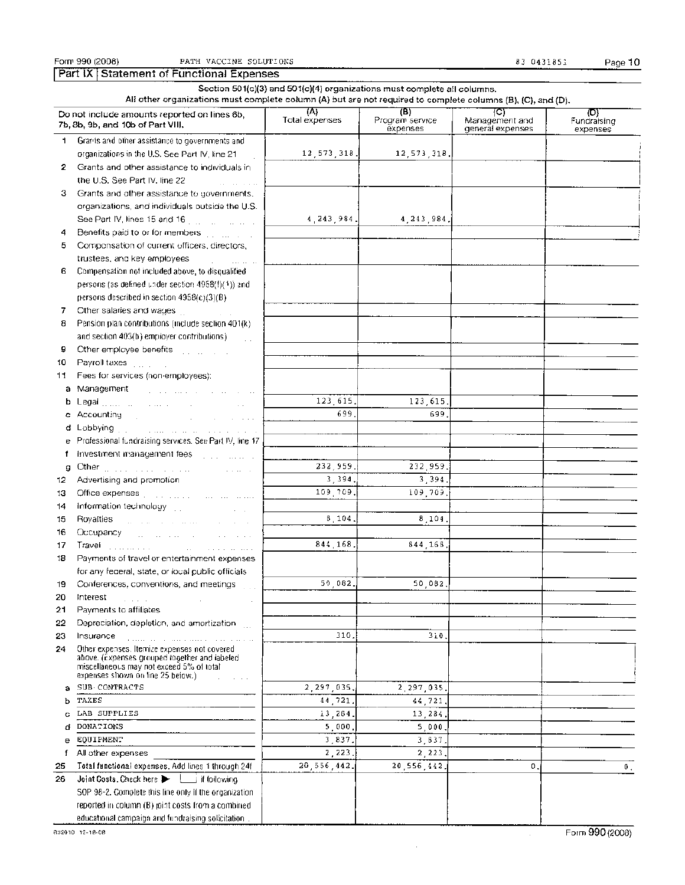Form 990 (2008) PATH VACCINE SOLUTIONS 83 0431851

## Part IX Statement of Functional Expenses

**Section 501(c)(3) and 501(c)(4) organizations must complete all columns.**
**All other organizations must complete column (A) but are not required to complete columns (B), (C), and (D).**

| Do not include amounts reported on lines 6b, 7b, 8b, 9b, and 10b of Part VIII. | (A) Total expenses | (B) Program service expenses | (C) Management and general expenses | (D) Fundraising expenses |
|---|---|---|---|---|
| 1 Grants and other assistance to governments and organizations in the U.S. See Part IV, line 21 | 12,573,318. | 12,573,318. | | |
| 2 Grants and other assistance to individuals in the U.S. See Part IV, line 22 | | | | |
| 3 Grants and other assistance to governments, organizations, and individuals outside the U.S. See Part IV, lines 15 and 16 | 4,243,984. | 4,243,984. | | |
| 4 Benefits paid to or for members | | | | |
| 5 Compensation of current officers, directors, trustees, and key employees | | | | |
| 6 Compensation not included above, to disqualified persons (as defined under section 4958(f)(1)) and persons described in section 4958(c)(3)(B) | | | | |
| 7 Other salaries and wages | | | | |
| 8 Pension plan contributions (include section 401(k) and section 403(b) employer contributions) | | | | |
| 9 Other employee benefits | | | | |
| 10 Payroll taxes | | | | |
| 11 Fees for services (non-employees): | | | | |
| a Management | | | | |
| b Legal | 123,615. | 123,615. | | |
| c Accounting | 699. | 699. | | |
| d Lobbying | | | | |
| e Professional fundraising services. See Part IV, line 17 | | | | |
| f Investment management fees | | | | |
| g Other | 232,959. | 232,959. | | |
| 12 Advertising and promotion | 3,394. | 3,394. | | |
| 13 Office expenses | 109,709. | 109,709. | | |
| 14 Information technology | | | | |
| 15 Royalties | 8,104. | 8,104. | | |
| 16 Occupancy | | | | |
| 17 Travel | 844,168. | 844,168. | | |
| 18 Payments of travel or entertainment expenses for any federal, state, or local public officials | | | | |
| 19 Conferences, conventions, and meetings | 50,082. | 50,082. | | |
| 20 Interest | | | | |
| 21 Payments to affiliates | | | | |
| 22 Depreciation, depletion, and amortization | | | | |
| 23 Insurance | 310. | 310. | | |
| 24 Other expenses. Itemize expenses not covered above. (Expenses grouped together and labeled miscellaneous may not exceed 5% of total expenses shown on line 25 below.) | | | | |
| a SUB-CONTRACTS | 2,297,035. | 2,297,035. | | |
| b TAXES | 44,721. | 44,721. | | |
| c LAB SUPPLIES | 13,284. | 13,284. | | |
| d DONATIONS | 5,000. | 5,000. | | |
| e EQUIPMENT | 3,837. | 3,837. | | |
| f All other expenses | 2,223. | 2,223. | | |
| 25 Total functional expenses. Add lines 1 through 24f | 20,556,442. | 20,556,442. | 0. | 0. |
| 26 Joint Costs. Check here ▶ ☐ if following SOP 98-2. Complete this line only if the organization reported in column (B) joint costs from a combined educational campaign and fundraising solicitation | | | | |

832010 12-16-08

Form 990 (2008)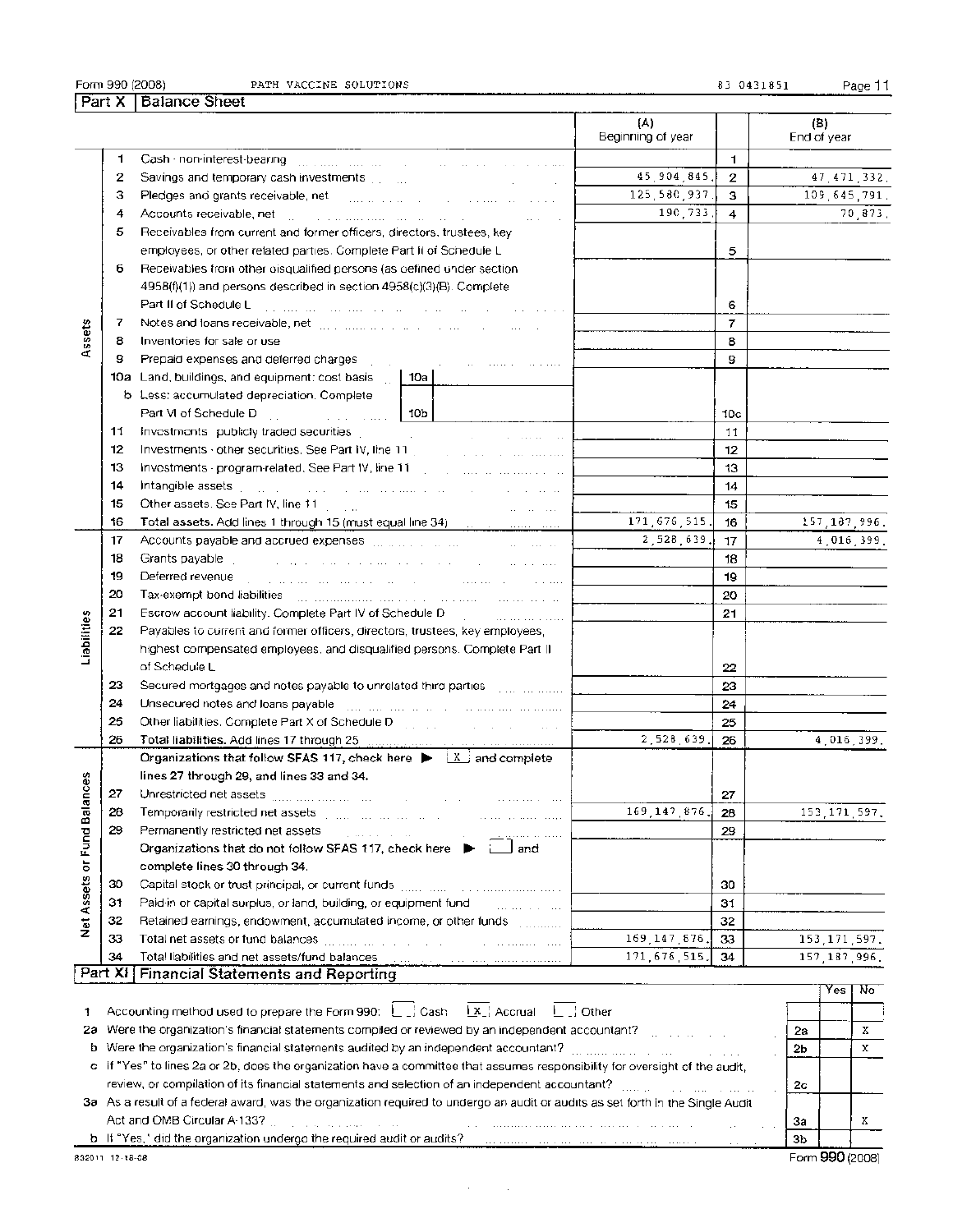Form 990 (2008) PATH VACCINE SOLUTIONS 83 0431851

## Part X Balance Sheet

| | | | (A) Beginning of year | | (B) End of year |
|---|---|---|---|---|---|
| Assets | 1 | Cash - non-interest-bearing | | 1 | |
| | 2 | Savings and temporary cash investments | 45,904,845. | 2 | 47,471,332. |
| | 3 | Pledges and grants receivable, net | 125,580,937. | 3 | 109,645,791. |
| | 4 | Accounts receivable, net | 190,733. | 4 | 70,873. |
| | 5 | Receivables from current and former officers, directors, trustees, key employees, or other related parties. Complete Part II of Schedule L | | 5 | |
| | 6 | Receivables from other disqualified persons (as defined under section 4958(f)(1)) and persons described in section 4958(c)(3)(B). Complete Part II of Schedule L | | 6 | |
| | 7 | Notes and loans receivable, net | | 7 | |
| | 8 | Inventories for sale or use | | 8 | |
| | 9 | Prepaid expenses and deferred charges | | 9 | |
| | 10a | Land, buildings, and equipment: cost basis 10a | | | |
| | b | Less: accumulated depreciation. Complete Part VI of Schedule D 10b | | 10c | |
| | 11 | Investments - publicly traded securities | | 11 | |
| | 12 | Investments - other securities. See Part IV, line 11 | | 12 | |
| | 13 | Investments - program-related. See Part IV, line 11 | | 13 | |
| | 14 | Intangible assets | | 14 | |
| | 15 | Other assets. See Part IV, line 11 | | 15 | |
| | 16 | **Total assets.** Add lines 1 through 15 (must equal line 34) | 171,676,515. | 16 | 157,187,996. |
| Liabilities | 17 | Accounts payable and accrued expenses | 2,528,639. | 17 | 4,016,399. |
| | 18 | Grants payable | | 18 | |
| | 19 | Deferred revenue | | 19 | |
| | 20 | Tax-exempt bond liabilities | | 20 | |
| | 21 | Escrow account liability. Complete Part IV of Schedule D | | 21 | |
| | 22 | Payables to current and former officers, directors, trustees, key employees, highest compensated employees, and disqualified persons. Complete Part II of Schedule L | | 22 | |
| | 23 | Secured mortgages and notes payable to unrelated third parties | | 23 | |
| | 24 | Unsecured notes and loans payable | | 24 | |
| | 25 | Other liabilities. Complete Part X of Schedule D | | 25 | |
| | 26 | **Total liabilities.** Add lines 17 through 25 | 2,528,639. | 26 | 4,016,399. |
| Net Assets or Fund Balances | | **Organizations that follow SFAS 117, check here ▶ [X] and complete lines 27 through 29, and lines 33 and 34.** | | | |
| | 27 | Unrestricted net assets | | 27 | |
| | 28 | Temporarily restricted net assets | 169,147,876. | 28 | 153,171,597. |
| | 29 | Permanently restricted net assets | | 29 | |
| | | **Organizations that do not follow SFAS 117, check here ▶ [ ] and complete lines 30 through 34.** | | | |
| | 30 | Capital stock or trust principal, or current funds | | 30 | |
| | 31 | Paid-in or capital surplus, or land, building, or equipment fund | | 31 | |
| | 32 | Retained earnings, endowment, accumulated income, or other funds | | 32 | |
| | 33 | Total net assets or fund balances | 169,147,876. | 33 | 153,171,597. |
| | 34 | Total liabilities and net assets/fund balances | 171,676,515. | 34 | 157,187,996. |

## Part XI Financial Statements and Reporting

| | | | Yes | No |
|---|---|---|---|---|
| 1 | Accounting method used to prepare the Form 990: [ ] Cash [X] Accrual [ ] Other | | | |
| 2a | Were the organization's financial statements compiled or reviewed by an independent accountant? | 2a | | X |
| b | Were the organization's financial statements audited by an independent accountant? | 2b | | X |
| c | If "Yes" to lines 2a or 2b, does the organization have a committee that assumes responsibility for oversight of the audit, review, or compilation of its financial statements and selection of an independent accountant? | 2c | | |
| 3a | As a result of a federal award, was the organization required to undergo an audit or audits as set forth in the Single Audit Act and OMB Circular A-133? | 3a | | X |
| b | If "Yes," did the organization undergo the required audit or audits? | 3b | | |

832011 12-16-08 Form **990** (2008)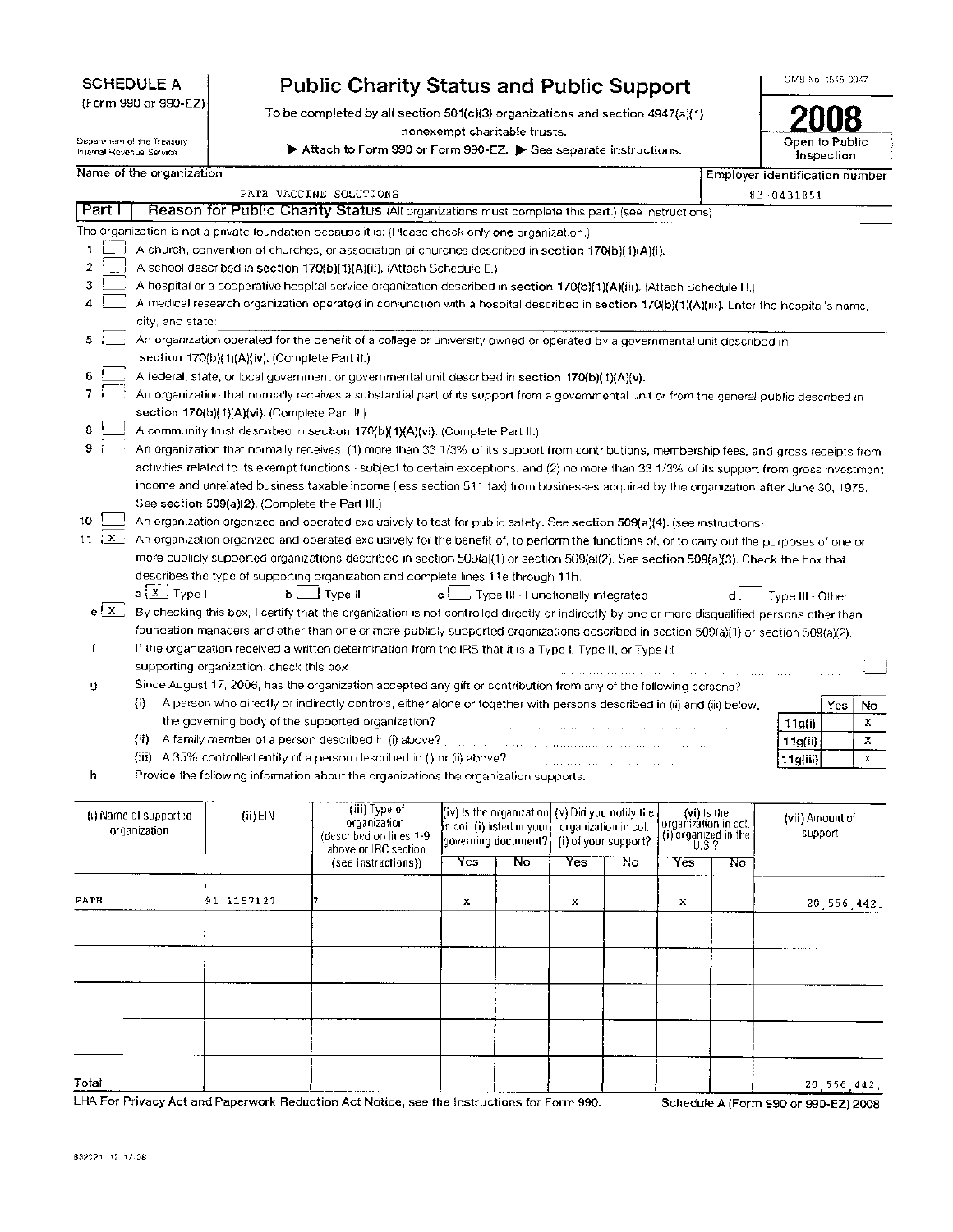**SCHEDULE A** (Form 990 or 990-EZ)

Department of the Treasury
Internal Revenue Service

# Public Charity Status and Public Support

To be completed by all section 501(c)(3) organizations and section 4947(a)(1) nonexempt charitable trusts.

▶ Attach to Form 990 or Form 990-EZ. ▶ See separate instructions.

OMB No. 1545-0047

**2008**

Open to Public Inspection

Name of the organization: PATH VACCINE SOLUTIONS

Employer identification number: 83-0431851

## Part I Reason for Public Charity Status (All organizations must complete this part.) (see instructions)

The organization is not a private foundation because it is: (Please check only one organization.)

1 [ ] A church, convention of churches, or association of churches described in **section 170(b)(1)(A)(i).**

2 [ ] A school described in **section 170(b)(1)(A)(ii).** (Attach Schedule E.)

3 [ ] A hospital or a cooperative hospital service organization described in **section 170(b)(1)(A)(iii).** (Attach Schedule H.)

4 [ ] A medical research organization operated in conjunction with a hospital described in **section 170(b)(1)(A)(iii).** Enter the hospital's name, city, and state:

5 [ ] An organization operated for the benefit of a college or university owned or operated by a governmental unit described in **section 170(b)(1)(A)(iv).** (Complete Part II.)

6 [ ] A federal, state, or local government or governmental unit described in **section 170(b)(1)(A)(v).**

7 [ ] An organization that normally receives a substantial part of its support from a governmental unit or from the general public described in **section 170(b)(1)(A)(vi).** (Complete Part II.)

8 [ ] A community trust described in **section 170(b)(1)(A)(vi).** (Complete Part II.)

9 [ ] An organization that normally receives: (1) more than 33 1/3% of its support from contributions, membership fees, and gross receipts from activities related to its exempt functions - subject to certain exceptions, and (2) no more than 33 1/3% of its support from gross investment income and unrelated business taxable income (less section 511 tax) from businesses acquired by the organization after June 30, 1975. See **section 509(a)(2).** (Complete the Part III.)

10 [ ] An organization organized and operated exclusively to test for public safety. See **section 509(a)(4).** (see instructions)

11 [X] An organization organized and operated exclusively for the benefit of, to perform the functions of, or to carry out the purposes of one or more publicly supported organizations described in section 509(a)(1) or section 509(a)(2). See **section 509(a)(3).** Check the box that describes the type of supporting organization and complete lines 11e through 11h.

a [X] Type I    b [ ] Type II    c [ ] Type III - Functionally integrated    d [ ] Type III - Other

e [X] By checking this box, I certify that the organization is not controlled directly or indirectly by one or more disqualified persons other than foundation managers and other than one or more publicly supported organizations described in section 509(a)(1) or section 509(a)(2).

f If the organization received a written determination from the IRS that it is a Type I, Type II, or Type III supporting organization, check this box [ ]

g Since August 17, 2006, has the organization accepted any gift or contribution from any of the following persons?

| | | Yes | No |
|---|---|---|---|
| (i) A person who directly or indirectly controls, either alone or together with persons described in (ii) and (iii) below, the governing body of the supported organization? | 11g(i) | | X |
| (ii) A family member of a person described in (i) above? | 11g(ii) | | X |
| (iii) A 35% controlled entity of a person described in (i) or (ii) above? | 11g(iii) | | X |

h Provide the following information about the organizations the organization supports.

| (i) Name of supported organization | (ii) EIN | (iii) Type of organization (described on lines 1-9 above or IRC section (see instructions)) | (iv) Is the organization in col. (i) listed in your governing document? Yes | No | (v) Did you notify the organization in col. (i) of your support? Yes | No | (vi) Is the organization in col. (i) organized in the U.S.? Yes | No | (vii) Amount of support |
|---|---|---|---|---|---|---|---|---|---|
| PATH | 91 1157127 | 7 | X | | X | | X | | 20,556,442. |
| | | | | | | | | | |
| | | | | | | | | | |
| | | | | | | | | | |
| | | | | | | | | | |
| Total | | | | | | | | | 20,556,442. |

LHA For Privacy Act and Paperwork Reduction Act Notice, see the Instructions for Form 990.    Schedule A (Form 990 or 990-EZ) 2008

832021 12-17-08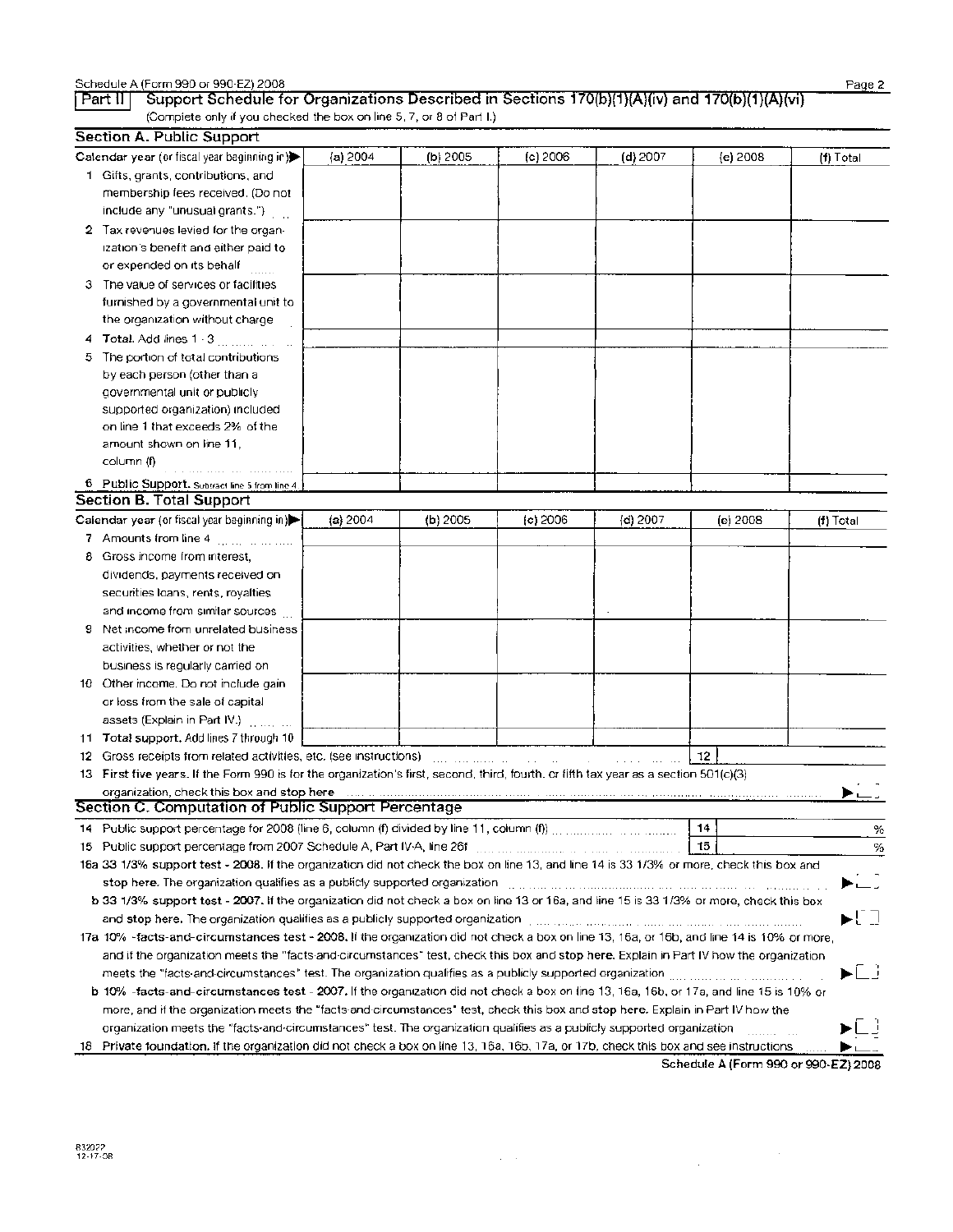Schedule A (Form 990 or 990-EZ) 2008

## Part II Support Schedule for Organizations Described in Sections 170(b)(1)(A)(iv) and 170(b)(1)(A)(vi)

(Complete only if you checked the box on line 5, 7, or 8 of Part I.)

### Section A. Public Support

| Calendar year (or fiscal year beginning in) ▶ | (a) 2004 | (b) 2005 | (c) 2006 | (d) 2007 | (e) 2008 | (f) Total |
|---|---|---|---|---|---|---|
| 1 Gifts, grants, contributions, and membership fees received. (Do not include any "unusual grants.") | | | | | | |
| 2 Tax revenues levied for the organization's benefit and either paid to or expended on its behalf | | | | | | |
| 3 The value of services or facilities furnished by a governmental unit to the organization without charge | | | | | | |
| 4 **Total.** Add lines 1 - 3 | | | | | | |
| 5 The portion of total contributions by each person (other than a governmental unit or publicly supported organization) included on line 1 that exceeds 2% of the amount shown on line 11, column (f) | | | | | | |
| 6 **Public Support.** Subtract line 5 from line 4 | | | | | | |

### Section B. Total Support

| Calendar year (or fiscal year beginning in) ▶ | (a) 2004 | (b) 2005 | (c) 2006 | (d) 2007 | (e) 2008 | (f) Total |
|---|---|---|---|---|---|---|
| 7 Amounts from line 4 | | | | | | |
| 8 Gross income from interest, dividends, payments received on securities loans, rents, royalties and income from similar sources | | | | | | |
| 9 Net income from unrelated business activities, whether or not the business is regularly carried on | | | | | | |
| 10 Other income. Do not include gain or loss from the sale of capital assets (Explain in Part IV.) | | | | | | |
| 11 **Total support.** Add lines 7 through 10 | | | | | | |

12 Gross receipts from related activities, etc. (see instructions) 12

13 **First five years.** If the Form 990 is for the organization's first, second, third, fourth, or fifth tax year as a section 501(c)(3) organization, check this box and stop here ▶ ☐

### Section C. Computation of Public Support Percentage

14 Public support percentage for 2008 (line 6, column (f) divided by line 11, column (f)) 14 %

15 Public support percentage from 2007 Schedule A, Part IV-A, line 26f 15 %

16a **33 1/3% support test - 2008.** If the organization did not check the box on line 13, and line 14 is 33 1/3% or more, check this box and **stop here. The organization qualifies as a publicly supported organization** ▶ ☐

b **33 1/3% support test - 2007.** If the organization did not check a box on line 13 or 16a, and line 15 is 33 1/3% or more, check this box and **stop here.** The organization qualifies as a publicly supported organization ▶ ☐

17a **10% -facts-and-circumstances test - 2008.** If the organization did not check a box on line 13, 16a, or 16b, and line 14 is 10% or more, and if the organization meets the "facts-and-circumstances" test, check this box and **stop here.** Explain in Part IV how the organization meets the "facts-and-circumstances" test. The organization qualifies as a publicly supported organization ▶ ☐

b **10% -facts-and-circumstances test - 2007.** If the organization did not check a box on line 13, 16a, 16b, or 17a, and line 15 is 10% or more, and if the organization meets the "facts-and-circumstances" test, check this box and **stop here.** Explain in Part IV how the organization meets the "facts-and-circumstances" test. The organization qualifies as a publicly supported organization ▶ ☐

18 **Private foundation.** If the organization did not check a box on line 13, 16a, 16b, 17a, or 17b, check this box and see instructions ▶ ☐

**Schedule A (Form 990 or 990-EZ) 2008**

832022
12-17-08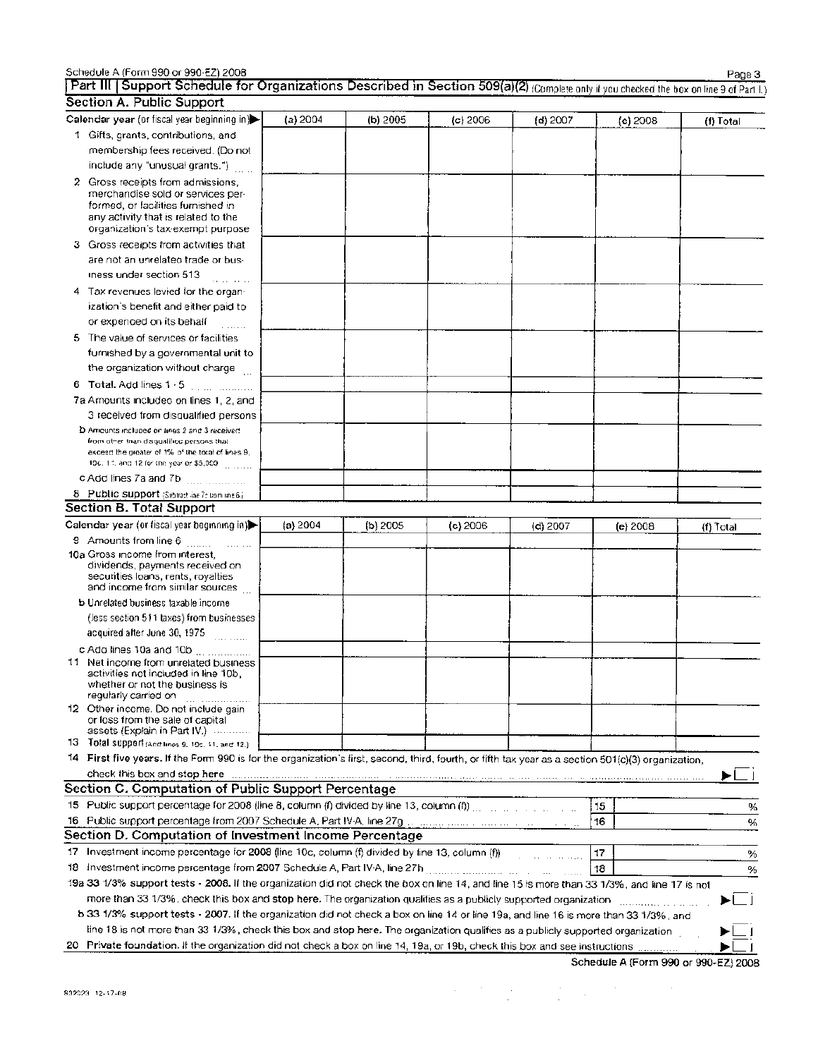Schedule A (Form 990 or 990-EZ) 2008

## Part III Support Schedule for Organizations Described in Section 509(a)(2) (Complete only if you checked the box on line 9 of Part I.)

### Section A. Public Support

| Calendar year (or fiscal year beginning in) ▶ | (a) 2004 | (b) 2005 | (c) 2006 | (d) 2007 | (e) 2008 | (f) Total |
|---|---|---|---|---|---|---|
| 1 Gifts, grants, contributions, and membership fees received. (Do not include any "unusual grants.") | | | | | | |
| 2 Gross receipts from admissions, merchandise sold or services performed, or facilities furnished in any activity that is related to the organization's tax-exempt purpose | | | | | | |
| 3 Gross receipts from activities that are not an unrelated trade or business under section 513 | | | | | | |
| 4 Tax revenues levied for the organization's benefit and either paid to or expended on its behalf | | | | | | |
| 5 The value of services or facilities furnished by a governmental unit to the organization without charge | | | | | | |
| 6 **Total.** Add lines 1 - 5 | | | | | | |
| 7a Amounts included on lines 1, 2, and 3 received from disqualified persons | | | | | | |
| b Amounts included on lines 2 and 3 received from other than disqualified persons that exceed the greater of 1% of the total of lines 9, 10c, 11, and 12 for the year or $5,000 | | | | | | |
| c Add lines 7a and 7b | | | | | | |
| 8 **Public support** (Subtract line 7c from line 6.) | | | | | | |

### Section B. Total Support

| Calendar year (or fiscal year beginning in) ▶ | (a) 2004 | (b) 2005 | (c) 2006 | (d) 2007 | (e) 2008 | (f) Total |
|---|---|---|---|---|---|---|
| 9 Amounts from line 6 | | | | | | |
| 10a Gross income from interest, dividends, payments received on securities loans, rents, royalties and income from similar sources | | | | | | |
| b Unrelated business taxable income (less section 511 taxes) from businesses acquired after June 30, 1975 | | | | | | |
| c Add lines 10a and 10b | | | | | | |
| 11 Net income from unrelated business activities not included in line 10b, whether or not the business is regularly carried on | | | | | | |
| 12 Other income. Do not include gain or loss from the sale of capital assets (Explain in Part IV.) | | | | | | |
| 13 **Total support** (Add lines 9, 10c, 11, and 12.) | | | | | | |

14 **First five years.** If the Form 990 is for the organization's first, second, third, fourth, or fifth tax year as a section 501(c)(3) organization, check this box and stop here ▶ ☐

### Section C. Computation of Public Support Percentage

15 Public support percentage for 2008 (line 8, column (f) divided by line 13, column (f)) | 15 | %

16 Public support percentage from 2007 Schedule A, Part IV-A, line 27g | 16 | %

### Section D. Computation of Investment Income Percentage

17 Investment income percentage for 2008 (line 10c, column (f) divided by line 13, column (f)) | 17 | %

18 Investment income percentage from 2007 Schedule A, Part IV-A, line 27h | 18 | %

19a **33 1/3% support tests - 2008.** If the organization did not check the box on line 14, and line 15 is more than 33 1/3%, and line 17 is not more than 33 1/3%, check this box and **stop here.** The organization qualifies as a publicly supported organization ▶ ☐

b **33 1/3% support tests - 2007.** If the organization did not check a box on line 14 or line 19a, and line 16 is more than 33 1/3%, and line 18 is not more than 33 1/3%, check this box and **stop here.** The organization qualifies as a publicly supported organization ▶ ☐

20 **Private foundation.** If the organization did not check a box on line 14, 19a, or 19b, check this box and see instructions ▶ ☐

Schedule A (Form 990 or 990-EZ) 2008

832023 12-17-08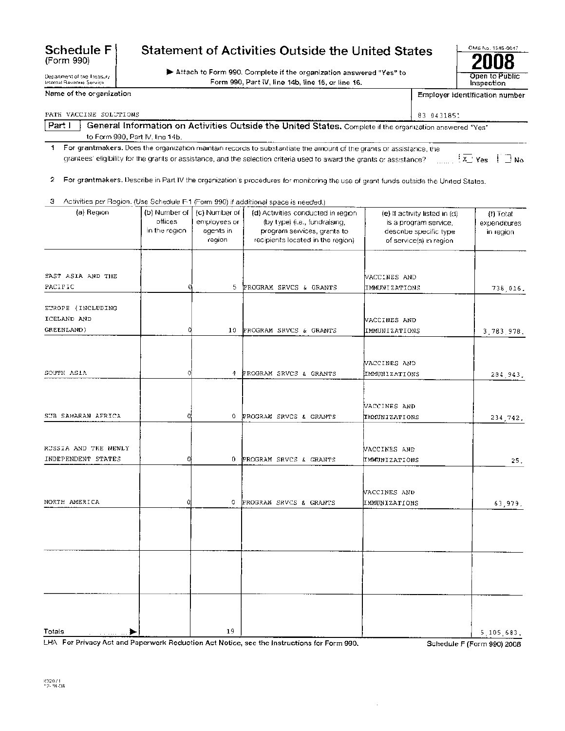# Schedule F (Form 990)

## Statement of Activities Outside the United States

Department of the Treasury
Internal Revenue Service

▶ Attach to Form 990. Complete if the organization answered "Yes" to Form 990, Part IV, line 14b, line 15, or line 16.

OMB No. 1545-0047

**2008**

Open to Public Inspection

Name of the organization: PATH VACCINE SOLUTIONS

Employer identification number: 83 0431851

**Part I** General Information on Activities Outside the United States. Complete if the organization answered "Yes" to Form 990, Part IV, line 14b.

1 For grantmakers. Does the organization maintain records to substantiate the amount of the grants or assistance, the grantees' eligibility for the grants or assistance, and the selection criteria used to award the grants or assistance? ☒ Yes ☐ No

2 For grantmakers. Describe in Part IV the organization's procedures for monitoring the use of grant funds outside the United States.

3 Activities per Region. (Use Schedule F-1 (Form 990) if additional space is needed.)

| (a) Region | (b) Number of offices in the region | (c) Number of employees or agents in region | (d) Activities conducted in region (by type) (i.e., fundraising, program services, grants to recipients located in the region) | (e) If activity listed in (d) is a program service, describe specific type of service(s) in region | (f) Total expenditures in region |
|---|---|---|---|---|---|
| EAST ASIA AND THE PACIFIC | 0 | 5 | PROGRAM SRVCS & GRANTS | VACCINES AND IMMUNIZATIONS | 736,016. |
| EUROPE (INCLUDING ICELAND AND GREENLAND) | 0 | 10 | PROGRAM SRVCS & GRANTS | VACCINES AND IMMUNIZATIONS | 3,783,978. |
| SOUTH ASIA | 0 | 4 | PROGRAM SRVCS & GRANTS | VACCINES AND IMMUNIZATIONS | 284,943. |
| SUB SAHARAN AFRICA | 0 | 0 | PROGRAM SRVCS & GRANTS | VACCINES AND IMMUNIZATIONS | 234,742. |
| RUSSIA AND THE NEWLY INDEPENDENT STATES | 0 | 0 | PROGRAM SRVCS & GRANTS | VACCINES AND IMMUNIZATIONS | 25. |
| NORTH AMERICA | 0 | 0 | PROGRAM SRVCS & GRANTS | VACCINES AND IMMUNIZATIONS | 63,979. |
| | | | | | |
| | | | | | |
| | | | | | |
| Totals ▶ | | 19 | | | 5,105,683. |

LHA For Privacy Act and Paperwork Reduction Act Notice, see the Instructions for Form 990. Schedule F (Form 990) 2008

832071
12-18-08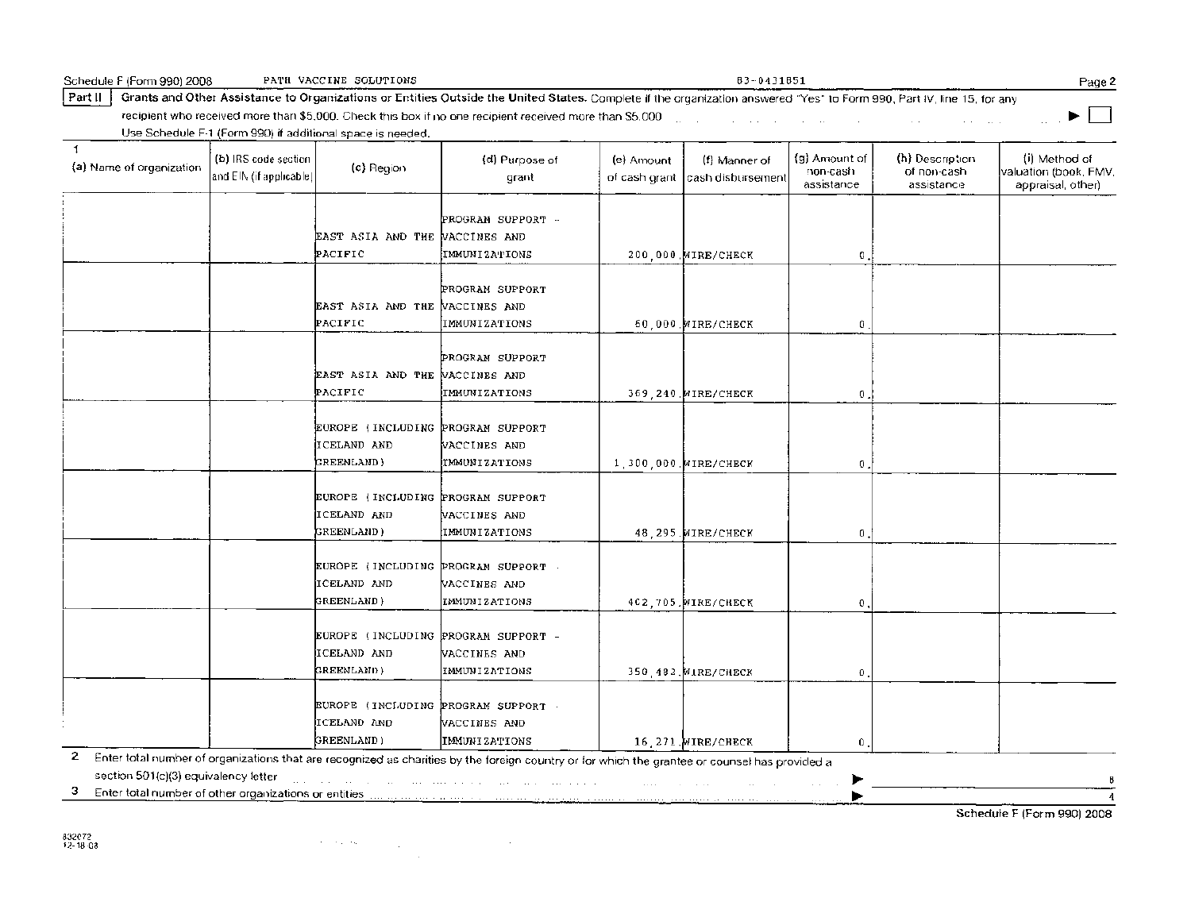Schedule F (Form 990) 2008 PATH VACCINE SOLUTIONS 83-0431851 Page 2

**Part II** **Grants and Other Assistance to Organizations or Entities Outside the United States.** Complete if the organization answered "Yes" to Form 990, Part IV, line 15, for any recipient who received more than $5,000. Check this box if no one recipient received more than $5,000 ▶ ☐

Use Schedule F-1 (Form 990) if additional space is needed.

1

| (a) Name of organization | (b) IRS code section and EIN (if applicable) | (c) Region | (d) Purpose of grant | (e) Amount of cash grant | (f) Manner of cash disbursement | (g) Amount of non-cash assistance | (h) Description of non-cash assistance | (i) Method of valuation (book, FMV, appraisal, other) |
|---|---|---|---|---|---|---|---|---|
| | | EAST ASIA AND THE PACIFIC | PROGRAM SUPPORT - VACCINES AND IMMUNIZATIONS | 200,000. | WIRE/CHECK | 0. | | |
| | | EAST ASIA AND THE PACIFIC | PROGRAM SUPPORT VACCINES AND IMMUNIZATIONS | 60,000. | WIRE/CHECK | 0. | | |
| | | EAST ASIA AND THE PACIFIC | PROGRAM SUPPORT VACCINES AND IMMUNIZATIONS | 369,240. | WIRE/CHECK | 0. | | |
| | | EUROPE (INCLUDING ICELAND AND GREENLAND) | PROGRAM SUPPORT VACCINES AND IMMUNIZATIONS | 1,300,000. | WIRE/CHECK | 0. | | |
| | | EUROPE (INCLUDING ICELAND AND GREENLAND) | PROGRAM SUPPORT VACCINES AND IMMUNIZATIONS | 48,295. | WIRE/CHECK | 0. | | |
| | | EUROPE (INCLUDING ICELAND AND GREENLAND) | PROGRAM SUPPORT - VACCINES AND IMMUNIZATIONS | 402,705. | WIRE/CHECK | 0. | | |
| | | EUROPE (INCLUDING ICELAND AND GREENLAND) | PROGRAM SUPPORT - VACCINES AND IMMUNIZATIONS | 350,492. | WIRE/CHECK | 0. | | |
| | | EUROPE (INCLUDING ICELAND AND GREENLAND) | PROGRAM SUPPORT - VACCINES AND IMMUNIZATIONS | 16,271. | WIRE/CHECK | 0. | | |

2 Enter total number of organizations that are recognized as charities by the foreign country or for which the grantee or counsel has provided a section 501(c)(3) equivalency letter ▶ 8

3 Enter total number of other organizations or entities ▶ 4

Schedule F (Form 990) 2008

832072
12-18-08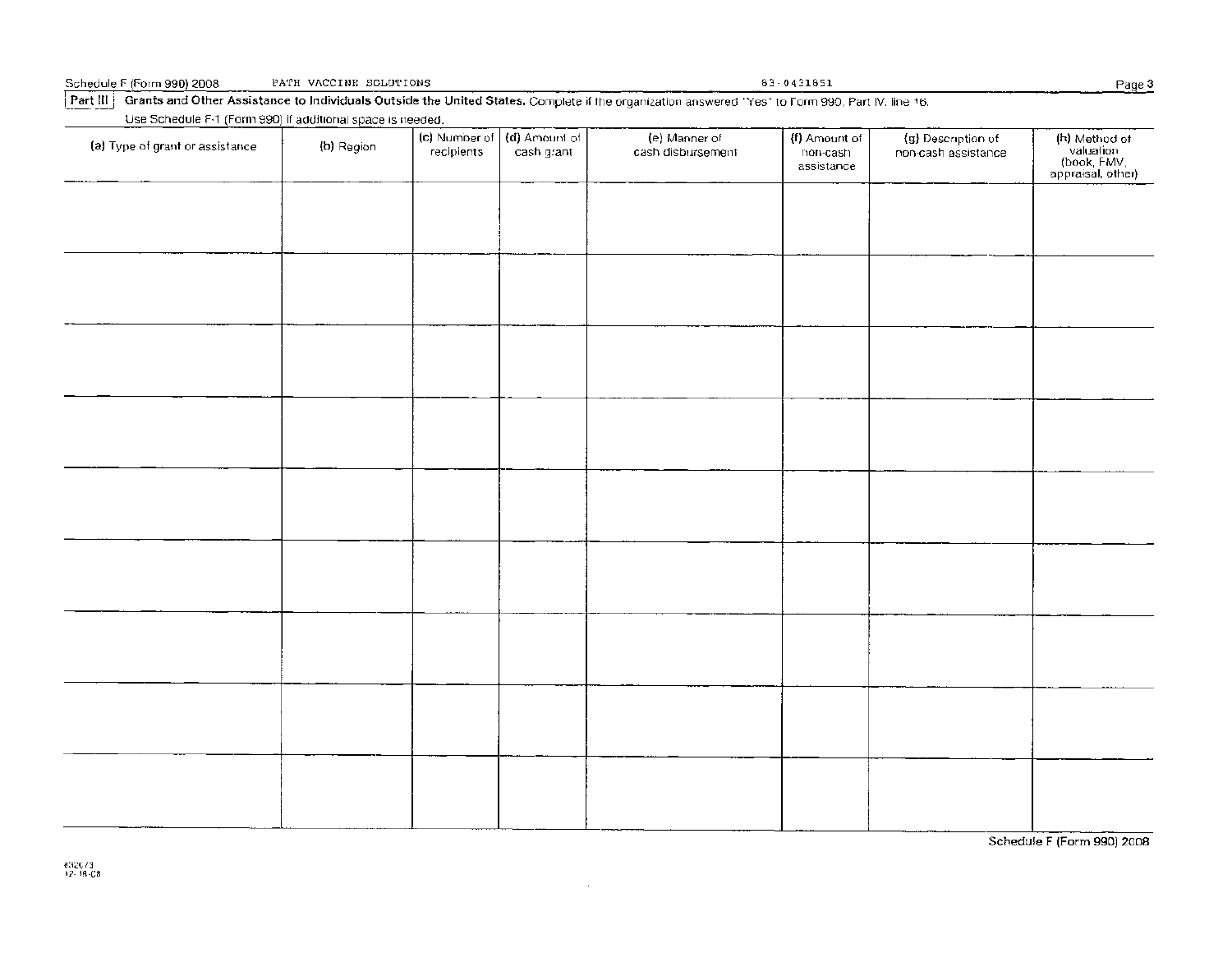Schedule F (Form 990) 2008 PATH VACCINE SOLUTIONS 63-0431651

**Part III** **Grants and Other Assistance to Individuals Outside the United States.** Complete if the organization answered "Yes" to Form 990, Part IV, line 16.

Use Schedule F-1 (Form 990) if additional space is needed.

| (a) Type of grant or assistance | (b) Region | (c) Number of recipients | (d) Amount of cash grant | (e) Manner of cash disbursement | (f) Amount of non-cash assistance | (g) Description of non-cash assistance | (h) Method of valuation (book, FMV, appraisal, other) |
|---|---|---|---|---|---|---|---|
| | | | | | | | |
| | | | | | | | |
| | | | | | | | |
| | | | | | | | |
| | | | | | | | |
| | | | | | | | |
| | | | | | | | |
| | | | | | | | |
| | | | | | | | |

Schedule F (Form 990) 2008

832073
12-18-08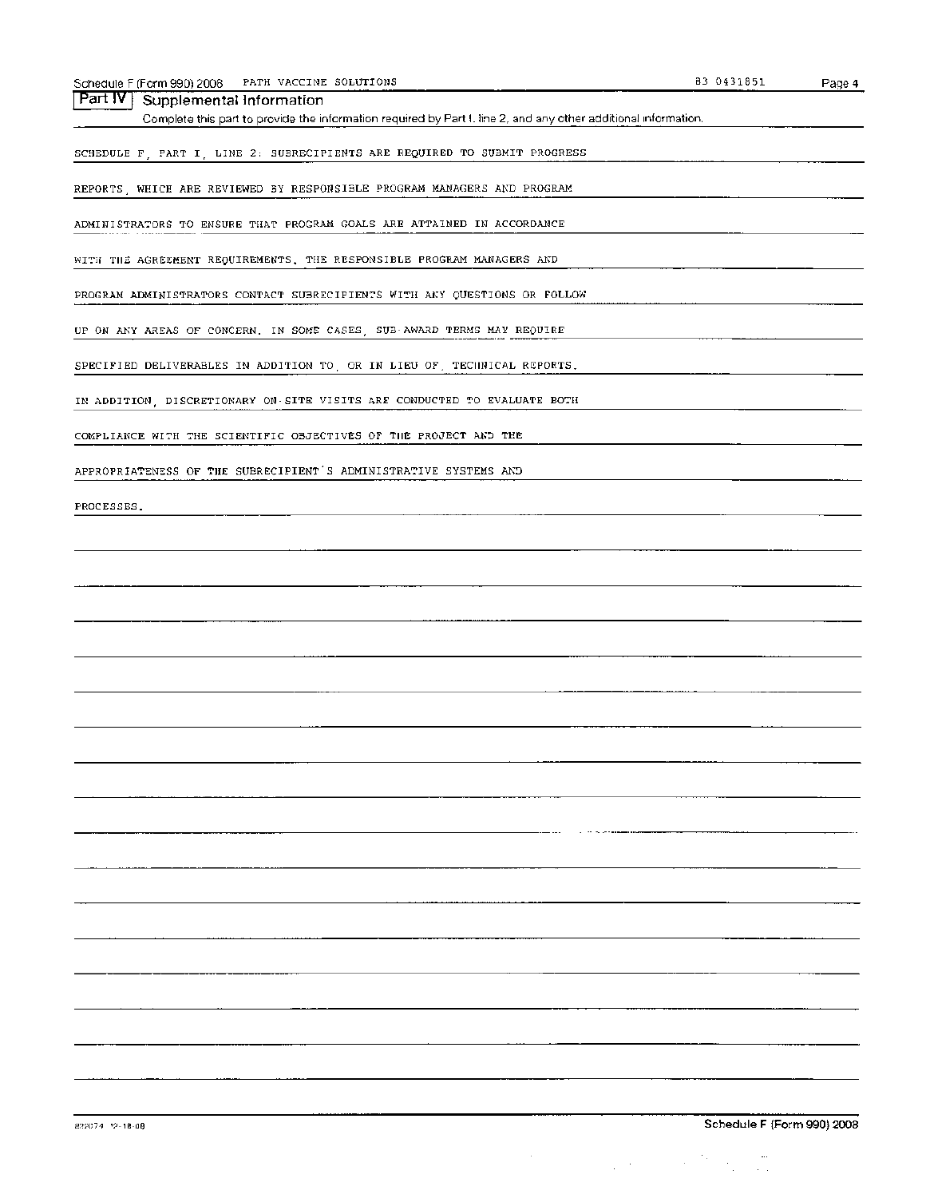## Part IV Supplemental Information

Complete this part to provide the information required by Part I, line 2, and any other additional information.

SCHEDULE F, PART I, LINE 2: SUBRECIPIENTS ARE REQUIRED TO SUBMIT PROGRESS REPORTS, WHICH ARE REVIEWED BY RESPONSIBLE PROGRAM MANAGERS AND PROGRAM ADMINISTRATORS TO ENSURE THAT PROGRAM GOALS ARE ATTAINED IN ACCORDANCE WITH THE AGREEMENT REQUIREMENTS. THE RESPONSIBLE PROGRAM MANAGERS AND PROGRAM ADMINISTRATORS CONTACT SUBRECIPIENTS WITH ANY QUESTIONS OR FOLLOW UP ON ANY AREAS OF CONCERN. IN SOME CASES, SUB-AWARD TERMS MAY REQUIRE SPECIFIED DELIVERABLES IN ADDITION TO, OR IN LIEU OF, TECHNICAL REPORTS. IN ADDITION, DISCRETIONARY ON-SITE VISITS ARE CONDUCTED TO EVALUATE BOTH COMPLIANCE WITH THE SCIENTIFIC OBJECTIVES OF THE PROJECT AND THE APPROPRIATENESS OF THE SUBRECIPIENT'S ADMINISTRATIVE SYSTEMS AND PROCESSES.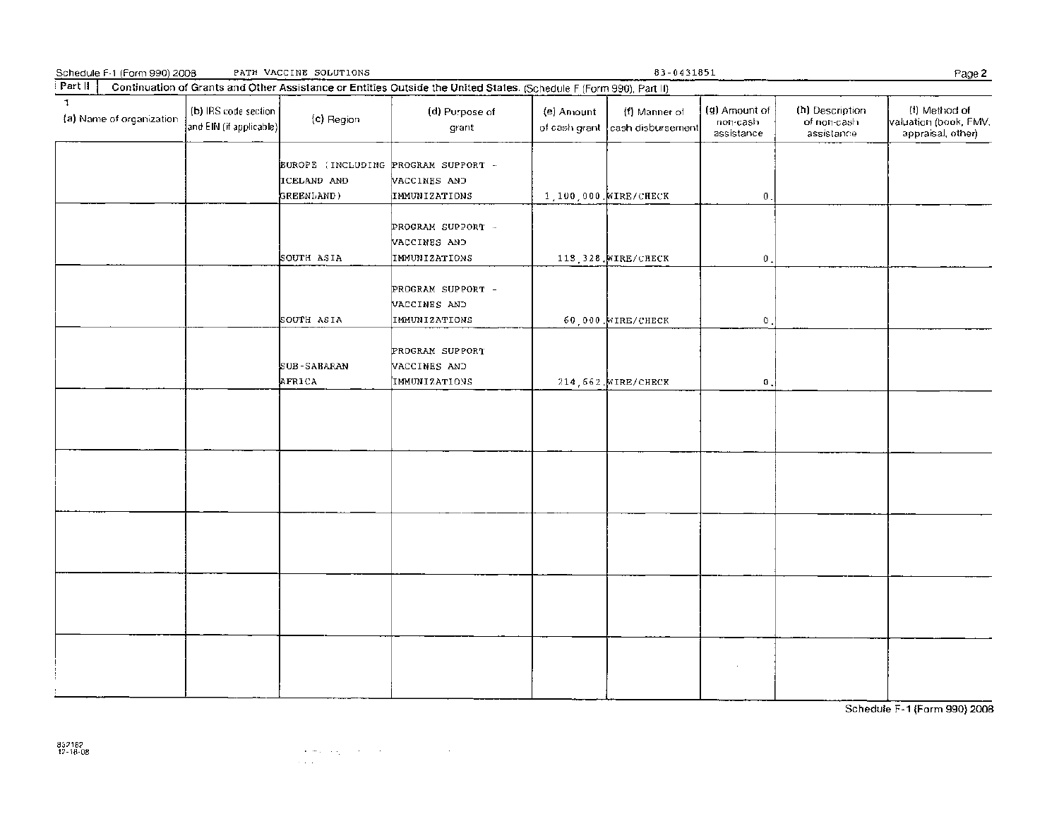Schedule F-1 (Form 990) 2008 PATH VACCINE SOLUTIONS 83-0431851

**Part II** Continuation of Grants and Other Assistance or Entities Outside the United States. (Schedule F (Form 990), Part II)

1

| (a) Name of organization | (b) IRS code section and EIN (if applicable) | (c) Region | (d) Purpose of grant | (e) Amount of cash grant | (f) Manner of cash disbursement | (g) Amount of non-cash assistance | (h) Description of non-cash assistance | (i) Method of valuation (book, FMV, appraisal, other) |
|---|---|---|---|---|---|---|---|---|
| | | EUROPE (INCLUDING ICELAND AND GREENLAND) | PROGRAM SUPPORT - VACCINES AND IMMUNIZATIONS | 1,100,000. | WIRE/CHECK | 0. | | |
| | | SOUTH ASIA | PROGRAM SUPPORT - VACCINES AND IMMUNIZATIONS | 118,328. | WIRE/CHECK | 0. | | |
| | | SOUTH ASIA | PROGRAM SUPPORT - VACCINES AND IMMUNIZATIONS | 60,000. | WIRE/CHECK | 0. | | |
| | | SUB-SAHARAN AFRICA | PROGRAM SUPPORT VACCINES AND IMMUNIZATIONS | 214,662. | WIRE/CHECK | 0. | | |
| | | | | | | | | |
| | | | | | | | | |
| | | | | | | | | |
| | | | | | | | | |
| | | | | | | | | |

Schedule F-1 (Form 990) 2008

832182
12-18-08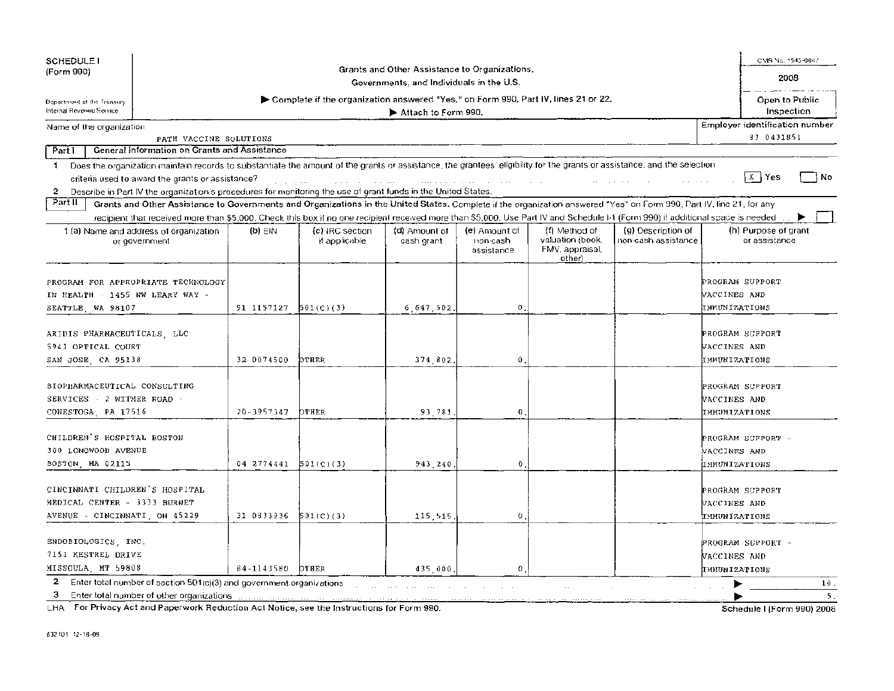SCHEDULE I (Form 990)

Department of the Treasury Internal Revenue Service

# Grants and Other Assistance to Organizations, Governments, and Individuals in the U.S.

▶ Complete if the organization answered "Yes," on Form 990, Part IV, lines 21 or 22.

▶ Attach to Form 990.

OMB No. 1545-0047

2008

Open to Public Inspection

Name of the organization: PATH VACCINE SOLUTIONS

Employer identification number: 83 0431851

## Part I General Information on Grants and Assistance

1 Does the organization maintain records to substantiate the amount of the grants or assistance, the grantees' eligibility for the grants or assistance, and the selection criteria used to award the grants or assistance? [X] Yes [ ] No

2 Describe in Part IV the organization's procedures for monitoring the use of grant funds in the United States.

## Part II Grants and Other Assistance to Governments and Organizations in the United States.

Complete if the organization answered "Yes" on Form 990, Part IV, line 21, for any recipient that received more than $5,000. Check this box if no one recipient received more than $5,000. Use Part IV and Schedule I-1 (Form 990) if additional space is needed ▶ [ ]

| 1 (a) Name and address of organization or government | (b) EIN | (c) IRC section if applicable | (d) Amount of cash grant | (e) Amount of non-cash assistance | (f) Method of valuation (book, FMV, appraisal, other) | (g) Description of non-cash assistance | (h) Purpose of grant or assistance |
|---|---|---|---|---|---|---|---|
| PROGRAM FOR APPROPRIATE TECHNOLOGY IN HEALTH - 1455 NW LEARY WAY - SEATTLE, WA 98107 | 91 1157127 | 501(C)(3) | 6,647,502. | 0. | | | PROGRAM SUPPORT VACCINES AND IMMUNIZATIONS |
| ARIDIS PHARMACEUTICALS, LLC 5941 OPTICAL COURT SAN JOSE, CA 95138 | 32-0074500 | OTHER | 374,802. | 0. | | | PROGRAM SUPPORT VACCINES AND IMMUNIZATIONS |
| BIOPHARMACEUTICAL CONSULTING SERVICES - 2 WITMER ROAD - CONESTOGA, PA 17516 | 20-3957347 | OTHER | 93,781. | 0. | | | PROGRAM SUPPORT VACCINES AND IMMUNIZATIONS |
| CHILDREN'S HOSPITAL BOSTON 300 LONGWOOD AVENUE BOSTON, MA 02115 | 04 2774441 | 501(C)(3) | 943,240. | 0. | | | PROGRAM SUPPORT - VACCINES AND IMMUNIZATIONS |
| CINCINNATI CHILDREN'S HOSPITAL MEDICAL CENTER - 3333 BURNET AVENUE - CINCINNATI, OH 45229 | 31 0833936 | 501(C)(3) | 115,515. | 0. | | | PROGRAM SUPPORT VACCINES AND IMMUNIZATIONS |
| ENDOBIOLOGICS, INC. 7151 KESTREL DRIVE MISSOULA, MT 59808 | 84-1143580 | OTHER | 435,000. | 0. | | | PROGRAM SUPPORT - VACCINES AND IMMUNIZATIONS |

2 Enter total number of section 501(c)(3) and government organizations ▶ 10.

3 Enter total number of other organizations ▶ 5.

LHA For Privacy Act and Paperwork Reduction Act Notice, see the Instructions for Form 990.

Schedule I (Form 990) 2008

832101 12-18-08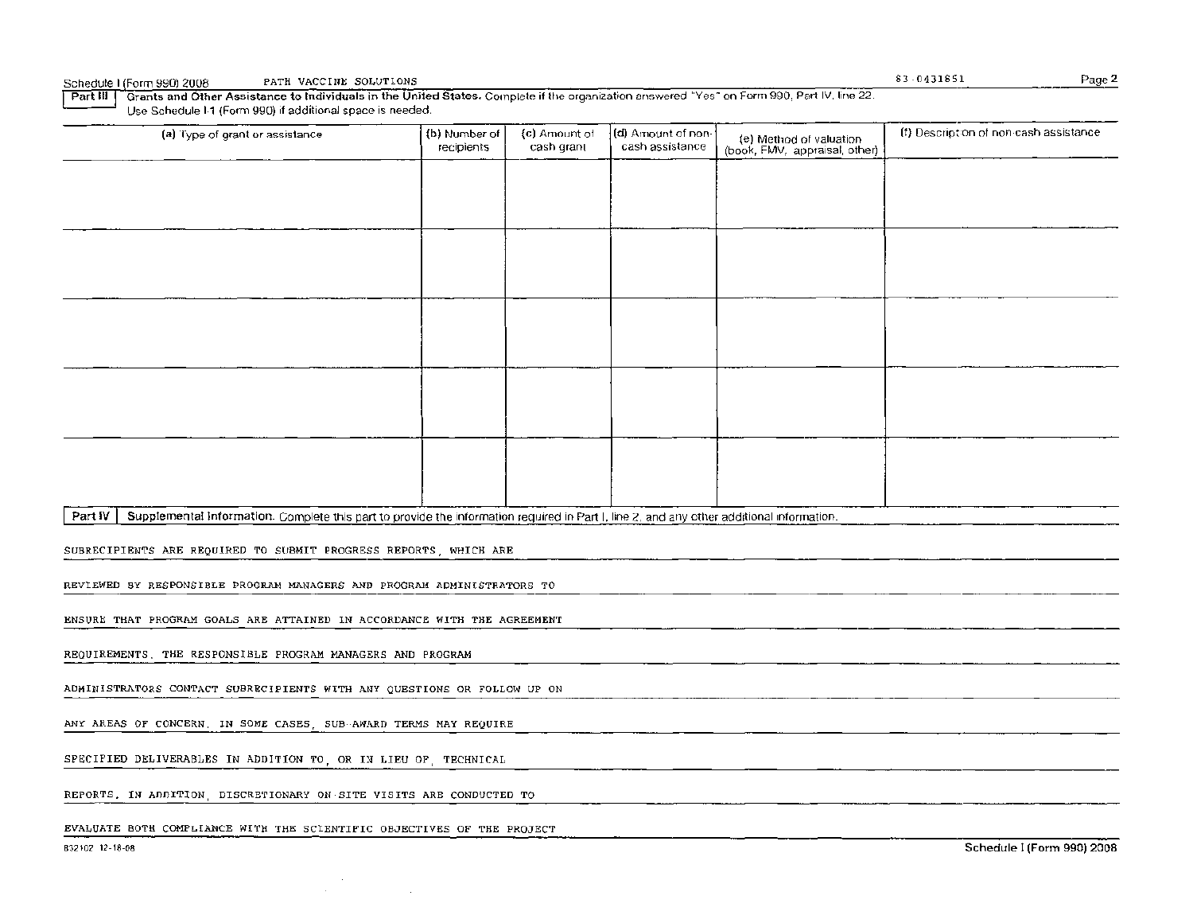Schedule I (Form 990) 2008 PATH VACCINE SOLUTIONS 83-0431851

**Part III** **Grants and Other Assistance to Individuals in the United States.** Complete if the organization answered "Yes" on Form 990, Part IV, line 22. Use Schedule I-1 (Form 990) if additional space is needed.

| (a) Type of grant or assistance | (b) Number of recipients | (c) Amount of cash grant | (d) Amount of non-cash assistance | (e) Method of valuation (book, FMV, appraisal, other) | (f) Description of non-cash assistance |
|---|---|---|---|---|---|
| | | | | | |
| | | | | | |
| | | | | | |
| | | | | | |
| | | | | | |

**Part IV** **Supplemental Information.** Complete this part to provide the information required in Part I, line 2, and any other additional information.

SUBRECIPIENTS ARE REQUIRED TO SUBMIT PROGRESS REPORTS, WHICH ARE REVIEWED BY RESPONSIBLE PROGRAM MANAGERS AND PROGRAM ADMINISTRATORS TO ENSURE THAT PROGRAM GOALS ARE ATTAINED IN ACCORDANCE WITH THE AGREEMENT REQUIREMENTS. THE RESPONSIBLE PROGRAM MANAGERS AND PROGRAM ADMINISTRATORS CONTACT SUBRECIPIENTS WITH ANY QUESTIONS OR FOLLOW UP ON ANY AREAS OF CONCERN. IN SOME CASES, SUB-AWARD TERMS MAY REQUIRE SPECIFIED DELIVERABLES IN ADDITION TO, OR IN LIEU OF, TECHNICAL REPORTS. IN ADDITION, DISCRETIONARY ON-SITE VISITS ARE CONDUCTED TO EVALUATE BOTH COMPLIANCE WITH THE SCIENTIFIC OBJECTIVES OF THE PROJECT

832102 12-18-08 Schedule I (Form 990) 2008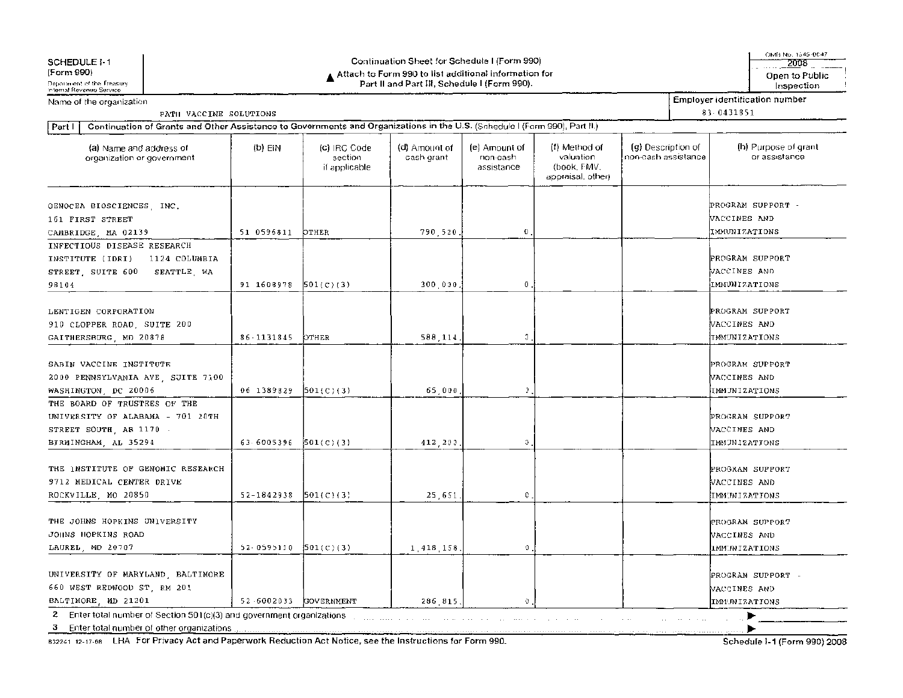SCHEDULE I-1 (Form 990)

Department of the Treasury
Internal Revenue Service

# Continuation Sheet for Schedule I (Form 990)

▲ Attach to Form 990 to list additional information for Part II and Part III, Schedule I (Form 990).

OMB No. 1545-0047

2008

Open to Public Inspection

Name of the organization: PATH VACCINE SOLUTIONS

Employer identification number: 83-0431851

**Part I** Continuation of Grants and Other Assistance to Governments and Organizations in the U.S. (Schedule I (Form 990), Part II.)

| (a) Name and address of organization or government | (b) EIN | (c) IRC Code section if applicable | (d) Amount of cash grant | (e) Amount of non-cash assistance | (f) Method of valuation (book, FMV, appraisal, other) | (g) Description of non-cash assistance | (h) Purpose of grant or assistance |
|---|---|---|---|---|---|---|---|
| GENOCEA BIOSCIENCES, INC. 161 FIRST STREET CAMBRIDGE, MA 02139 | 51-0596811 | OTHER | 790,520. | 0. | | | PROGRAM SUPPORT - VACCINES AND IMMUNIZATIONS |
| INFECTIOUS DISEASE RESEARCH INSTITUTE (IDRI) 1124 COLUMBIA STREET, SUITE 600 SEATTLE, WA 98104 | 91-1608978 | 501(C)(3) | 300,000. | 0. | | | PROGRAM SUPPORT - VACCINES AND IMMUNIZATIONS |
| LENTIGEN CORPORATION 910 CLOPPER ROAD, SUITE 200 GAITHERSBURG, MD 20878 | 86-1131845 | OTHER | 588,114. | 0. | | | PROGRAM SUPPORT - VACCINES AND IMMUNIZATIONS |
| SABIN VACCINE INSTITUTE 2000 PENNSYLVANIA AVE, SUITE 7100 WASHINGTON, DC 20006 | 06-1389829 | 501(C)(3) | 65,000. | 0. | | | PROGRAM SUPPORT - VACCINES AND IMMUNIZATIONS |
| THE BOARD OF TRUSTEES OF THE UNIVERSITY OF ALABAMA - 701 20TH STREET SOUTH, AB 1170 - BIRMINGHAM, AL 35294 | 63-6005396 | 501(C)(3) | 412,202. | 0. | | | PROGRAM SUPPORT - VACCINES AND IMMUNIZATIONS |
| THE INSTITUTE OF GENOMIC RESEARCH 9712 MEDICAL CENTER DRIVE ROCKVILLE, MD 20850 | 52-1842938 | 501(C)(3) | 25,651. | 0. | | | PROGRAM SUPPORT - VACCINES AND IMMUNIZATIONS |
| THE JOHNS HOPKINS UNIVERSITY JOHNS HOPKINS ROAD LAUREL, MD 20707 | 52-0595110 | 501(C)(3) | 1,418,158. | 0. | | | PROGRAM SUPPORT - VACCINES AND IMMUNIZATIONS |
| UNIVERSITY OF MARYLAND, BALTIMORE 660 WEST REDWOOD ST, RM 201 BALTIMORE, MD 21201 | 52-6002033 | GOVERNMENT | 286,815. | 0. | | | PROGRAM SUPPORT - VACCINES AND IMMUNIZATIONS |

2 Enter total number of Section 501(c)(3) and government organizations ▶

3 Enter total number of other organizations ▶

832241 12-17-08 LHA For Privacy Act and Paperwork Reduction Act Notice, see the Instructions for Form 990.

Schedule I-1 (Form 990) 2008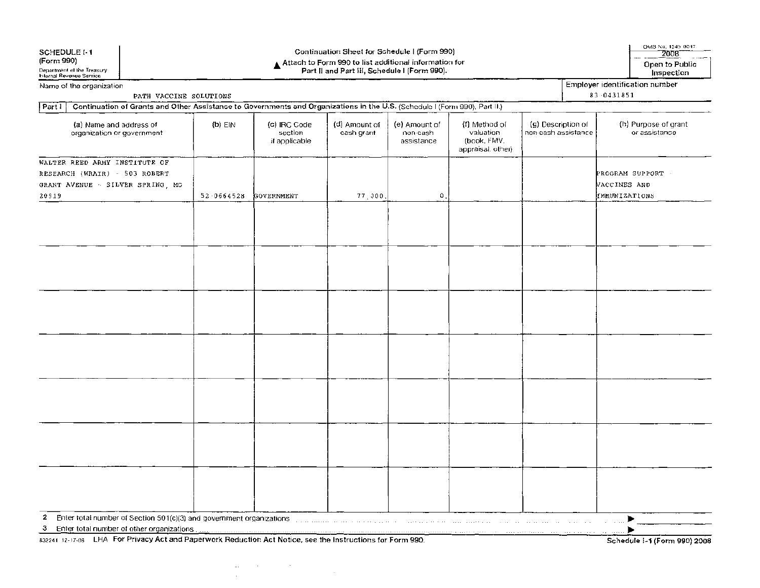**SCHEDULE I-1**
**(Form 990)**
Department of the Treasury
Internal Revenue Service

**Continuation Sheet for Schedule I (Form 990)**
▲ **Attach to Form 990 to list additional information for Part II and Part III, Schedule I (Form 990).**

OMB No. 1545-0047
**2008**
**Open to Public Inspection**

Name of the organization: PATH VACCINE SOLUTIONS

Employer identification number: 83-0431851

**Part I** **Continuation of Grants and Other Assistance to Governments and Organizations in the U.S.** (Schedule I (Form 990), Part II.)

| (a) Name and address of organization or government | (b) EIN | (c) IRC Code section if applicable | (d) Amount of cash grant | (e) Amount of non-cash assistance | (f) Method of valuation (book, FMV, appraisal, other) | (g) Description of non-cash assistance | (h) Purpose of grant or assistance |
|---|---|---|---|---|---|---|---|
| WALTER REED ARMY INSTITUTE OF RESEARCH (WRAIR) - 503 ROBERT GRANT AVENUE - SILVER SPRING, MD 20919 | 52-0664528 | GOVERNMENT | 77,300. | 0. | | | PROGRAM SUPPORT - VACCINES AND IMMUNIZATIONS |
| | | | | | | | |
| | | | | | | | |
| | | | | | | | |
| | | | | | | | |
| | | | | | | | |
| | | | | | | | |
| | | | | | | | |

2 Enter total number of Section 501(c)(3) and government organizations ▶

3 Enter total number of other organizations ▶

832241 12-17-08 LHA For Privacy Act and Paperwork Reduction Act Notice, see the Instructions for Form 990.

**Schedule I-1 (Form 990) 2008**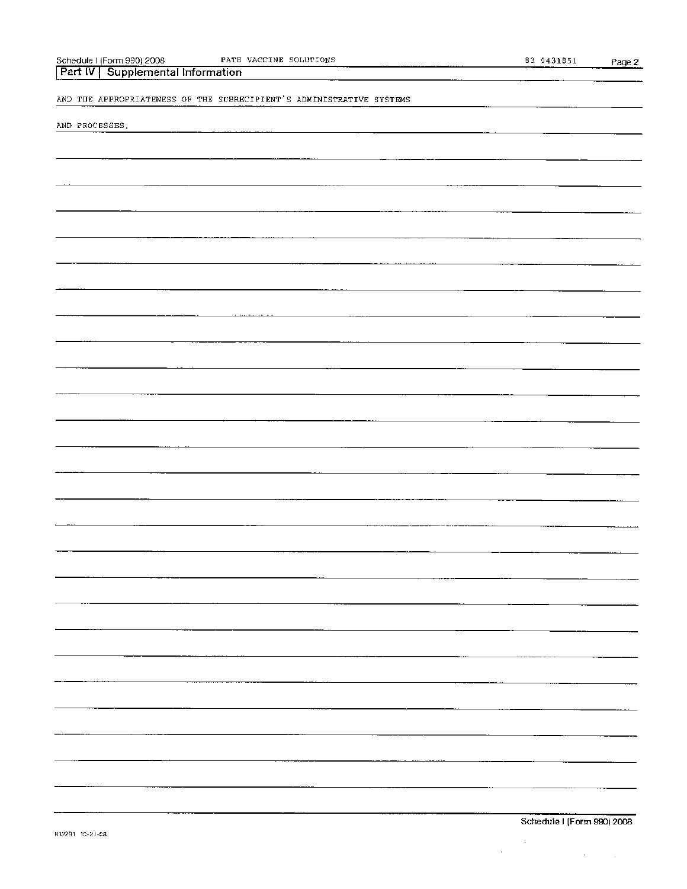## Part IV Supplemental Information

AND THE APPROPRIATENESS OF THE SUBRECIPIENT'S ADMINISTRATIVE SYSTEMS

AND PROCESSES.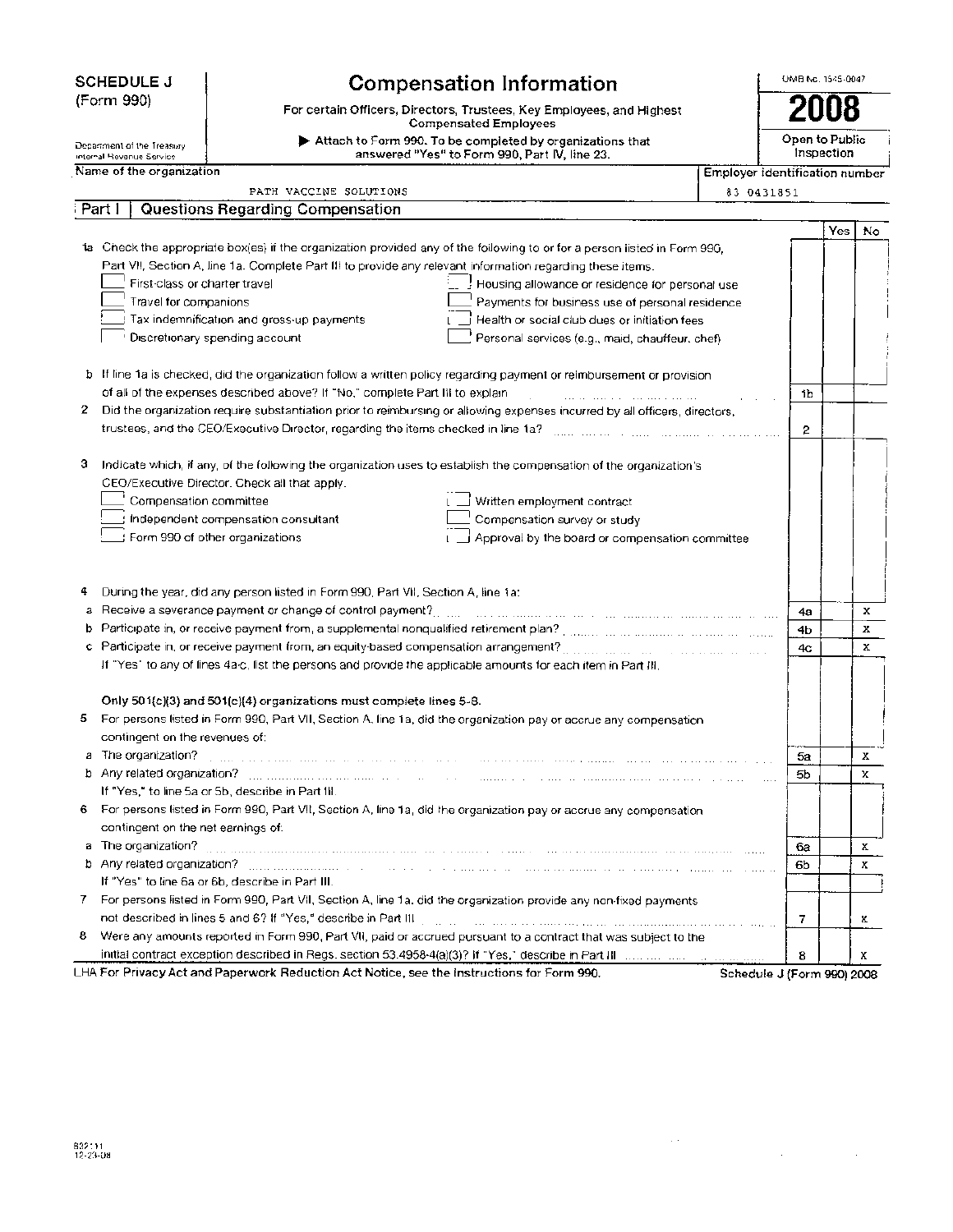**SCHEDULE J**
**(Form 990)**

Department of the Treasury
Internal Revenue Service

# Compensation Information

For certain Officers, Directors, Trustees, Key Employees, and Highest Compensated Employees

▶ Attach to Form 990. To be completed by organizations that answered "Yes" to Form 990, Part IV, line 23.

OMB No. 1545-0047

**2008**

**Open to Public Inspection**

**Name of the organization:** PATH VACCINE SOLUTIONS

**Employer identification number:** 83 0431851

## Part I | Questions Regarding Compensation

| | | | Yes | No |
|---|---|---|---|---|
| **1a** | Check the appropriate box(es) if the organization provided any of the following to or for a person listed in Form 990, Part VII, Section A, line 1a. Complete Part III to provide any relevant information regarding these items.<br>☐ First-class or charter travel ☐ Housing allowance or residence for personal use<br>☐ Travel for companions ☐ Payments for business use of personal residence<br>☐ Tax indemnification and gross-up payments ☐ Health or social club dues or initiation fees<br>☐ Discretionary spending account ☐ Personal services (e.g., maid, chauffeur, chef) | | | |
| **b** | If line 1a is checked, did the organization follow a written policy regarding payment or reimbursement or provision of all of the expenses described above? If "No," complete Part III to explain | 1b | | |
| **2** | Did the organization require substantiation prior to reimbursing or allowing expenses incurred by all officers, directors, trustees, and the CEO/Executive Director, regarding the items checked in line 1a? | 2 | | |
| **3** | Indicate which, if any, of the following the organization uses to establish the compensation of the organization's CEO/Executive Director. Check all that apply.<br>☐ Compensation committee ☐ Written employment contract<br>☐ Independent compensation consultant ☐ Compensation survey or study<br>☐ Form 990 of other organizations ☐ Approval by the board or compensation committee | | | |
| **4** | During the year, did any person listed in Form 990, Part VII, Section A, line 1a: | | | |
| **a** | Receive a severance payment or change of control payment? | 4a | | X |
| **b** | Participate in, or receive payment from, a supplemental nonqualified retirement plan? | 4b | | X |
| **c** | Participate in, or receive payment from, an equity-based compensation arrangement? | 4c | | X |
| | If "Yes" to any of lines 4a-c, list the persons and provide the applicable amounts for each item in Part III. | | | |
| | **Only 501(c)(3) and 501(c)(4) organizations must complete lines 5-8.** | | | |
| **5** | For persons listed in Form 990, Part VII, Section A, line 1a, did the organization pay or accrue any compensation contingent on the revenues of: | | | |
| **a** | The organization? | 5a | | X |
| **b** | Any related organization? | 5b | | X |
| | If "Yes," to line 5a or 5b, describe in Part III. | | | |
| **6** | For persons listed in Form 990, Part VII, Section A, line 1a, did the organization pay or accrue any compensation contingent on the net earnings of: | | | |
| **a** | The organization? | 6a | | X |
| **b** | Any related organization? | 6b | | X |
| | If "Yes" to line 6a or 6b, describe in Part III. | | | |
| **7** | For persons listed in Form 990, Part VII, Section A, line 1a, did the organization provide any non-fixed payments not described in lines 5 and 6? If "Yes," describe in Part III | 7 | | X |
| **8** | Were any amounts reported in Form 990, Part VII, paid or accrued pursuant to a contract that was subject to the initial contract exception described in Regs. section 53.4958-4(a)(3)? If "Yes," describe in Part III | 8 | | X |

LHA For Privacy Act and Paperwork Reduction Act Notice, see the Instructions for Form 990.

Schedule J (Form 990) 2008

832111
12-23-08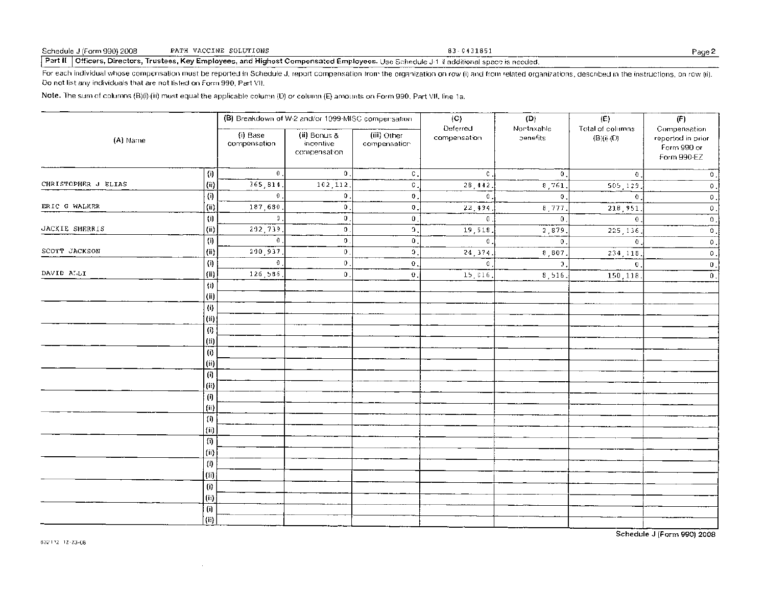Schedule J (Form 990) 2008 PATH VACCINE SOLUTIONS 83-0431851 Page 2

**Part II** **Officers, Directors, Trustees, Key Employees, and Highest Compensated Employees.** Use Schedule J-1 if additional space is needed.

For each individual whose compensation must be reported in Schedule J, report compensation from the organization on row (i) and from related organizations, described in the instructions, on row (ii). Do not list any individuals that are not listed on Form 990, Part VII.

**Note.** The sum of columns (B)(i)-(iii) must equal the applicable column (D) or column (E) amounts on Form 990, Part VII, line 1a.

| (A) Name | | (B) Breakdown of W-2 and/or 1099-MISC compensation | | | (C) Deferred compensation | (D) Nontaxable benefits | (E) Total of columns (B)(i)-(D) | (F) Compensation reported in prior Form 990 or Form 990-EZ |
|---|---|---|---|---|---|---|---|---|
| | | (i) Base compensation | (ii) Bonus & incentive compensation | (iii) Other compensation | | | | |
| | (i) | 0. | 0. | 0. | 0. | 0. | 0. | 0. |
| CHRISTOPHER J ELIAS | (ii) | 365,814. | 102,112. | 0. | 28,442. | 8,761. | 505,129. | 0. |
| | (i) | 0. | 0. | 0. | 0. | 0. | 0. | 0. |
| ERIC G WALKER | (ii) | 187,680. | 0. | 0. | 22,494. | 8,777. | 218,951. | 0. |
| | (i) | 0. | 0. | 0. | 0. | 0. | 0. | 0. |
| JACKIE SHERRIS | (ii) | 202,739. | 0. | 0. | 19,518. | 2,879. | 225,136. | 0. |
| | (i) | 0. | 0. | 0. | 0. | 0. | 0. | 0. |
| SCOTT JACKSON | (ii) | 200,937. | 0. | 0. | 24,374. | 8,807. | 234,118. | 0. |
| | (i) | 0. | 0. | 0. | 0. | 0. | 0. | 0. |
| DAVID ALDI | (ii) | 126,586. | 0. | 0. | 15,016. | 8,516. | 150,118. | 0. |
| | (i) | | | | | | | |
| | (ii) | | | | | | | |
| | (i) | | | | | | | |
| | (ii) | | | | | | | |
| | (i) | | | | | | | |
| | (ii) | | | | | | | |
| | (i) | | | | | | | |
| | (ii) | | | | | | | |
| | (i) | | | | | | | |
| | (ii) | | | | | | | |
| | (i) | | | | | | | |
| | (ii) | | | | | | | |
| | (i) | | | | | | | |
| | (ii) | | | | | | | |
| | (i) | | | | | | | |
| | (ii) | | | | | | | |
| | (i) | | | | | | | |
| | (ii) | | | | | | | |
| | (i) | | | | | | | |
| | (ii) | | | | | | | |
| | (i) | | | | | | | |
| | (ii) | | | | | | | |

832112 12-23-08

Schedule J (Form 990) 2008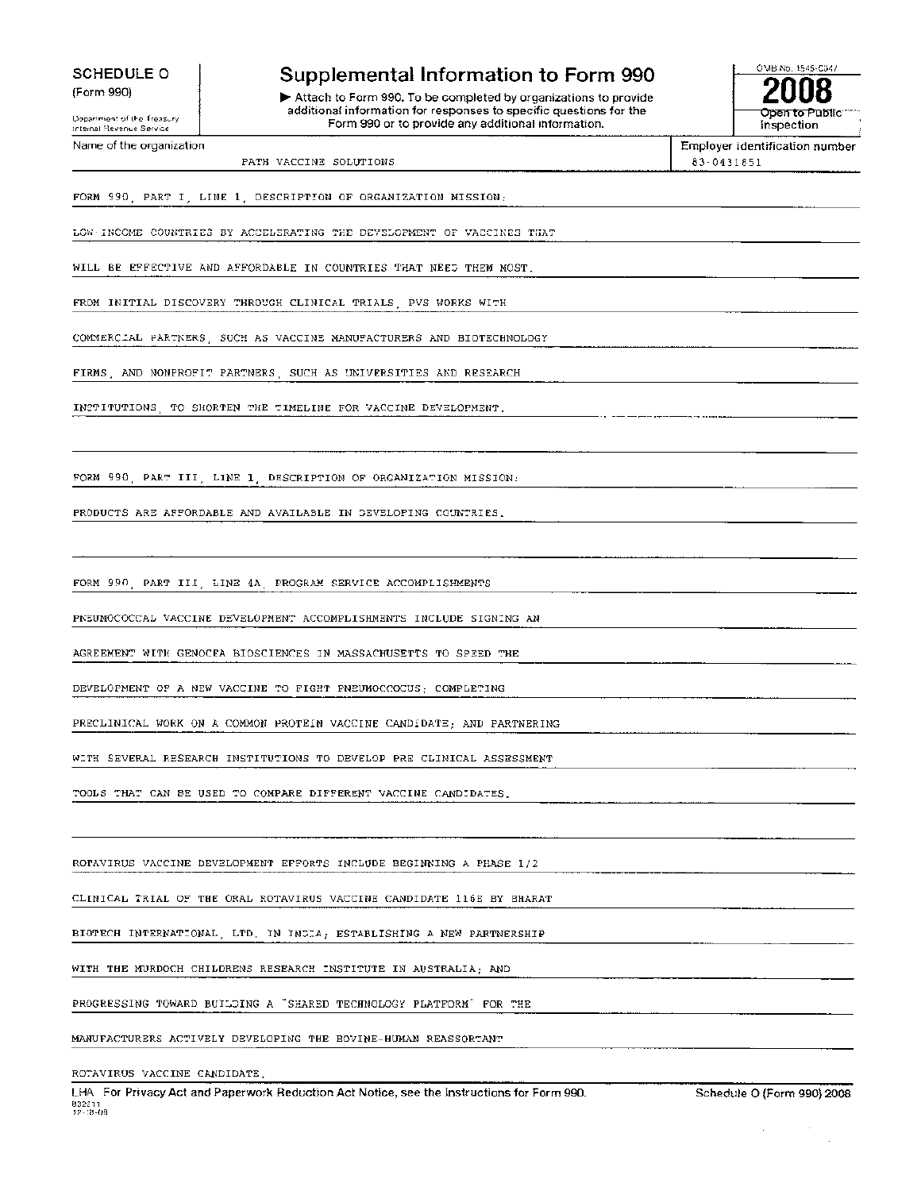**SCHEDULE O** (Form 990)

Department of the Treasury Internal Revenue Service

# Supplemental Information to Form 990

▶ Attach to Form 990. To be completed by organizations to provide additional information for responses to specific questions for the Form 990 or to provide any additional information.

OMB No. 1545-0047

**2008**

Open to Public Inspection

Name of the organization: PATH VACCINE SOLUTIONS

Employer identification number: 83-0431851

FORM 990, PART I, LINE 1, DESCRIPTION OF ORGANIZATION MISSION:

LOW-INCOME COUNTRIES BY ACCELERATING THE DEVELOPMENT OF VACCINES THAT WILL BE EFFECTIVE AND AFFORDABLE IN COUNTRIES THAT NEED THEM MOST.

FROM INITIAL DISCOVERY THROUGH CLINICAL TRIALS, PVS WORKS WITH COMMERCIAL PARTNERS, SUCH AS VACCINE MANUFACTURERS AND BIOTECHNOLOGY FIRMS, AND NONPROFIT PARTNERS, SUCH AS UNIVERSITIES AND RESEARCH INSTITUTIONS, TO SHORTEN THE TIMELINE FOR VACCINE DEVELOPMENT.

FORM 990, PART III, LINE 1, DESCRIPTION OF ORGANIZATION MISSION:

PRODUCTS ARE AFFORDABLE AND AVAILABLE IN DEVELOPING COUNTRIES.

FORM 990, PART III, LINE 4A, PROGRAM SERVICE ACCOMPLISHMENTS

PNEUMOCOCCAL VACCINE DEVELOPMENT ACCOMPLISHMENTS INCLUDE SIGNING AN AGREEMENT WITH GENOCEA BIOSCIENCES IN MASSACHUSETTS TO SPEED THE DEVELOPMENT OF A NEW VACCINE TO FIGHT PNEUMOCOCCUS; COMPLETING PRECLINICAL WORK ON A COMMON PROTEIN VACCINE CANDIDATE; AND PARTNERING WITH SEVERAL RESEARCH INSTITUTIONS TO DEVELOP PRE CLINICAL ASSESSMENT TOOLS THAT CAN BE USED TO COMPARE DIFFERENT VACCINE CANDIDATES.

ROTAVIRUS VACCINE DEVELOPMENT EFFORTS INCLUDE BEGINNING A PHASE 1/2 CLINICAL TRIAL OF THE ORAL ROTAVIRUS VACCINE CANDIDATE 116E BY BHARAT BIOTECH INTERNATIONAL, LTD. IN INDIA; ESTABLISHING A NEW PARTNERSHIP WITH THE MURDOCH CHILDRENS RESEARCH INSTITUTE IN AUSTRALIA; AND PROGRESSING TOWARD BUILDING A "SHARED TECHNOLOGY PLATFORM" FOR THE MANUFACTURERS ACTIVELY DEVELOPING THE BOVINE-HUMAN REASSORTANT ROTAVIRUS VACCINE CANDIDATE.

LHA For Privacy Act and Paperwork Reduction Act Notice, see the Instructions for Form 990. Schedule O (Form 990) 2008

832211 12-18-08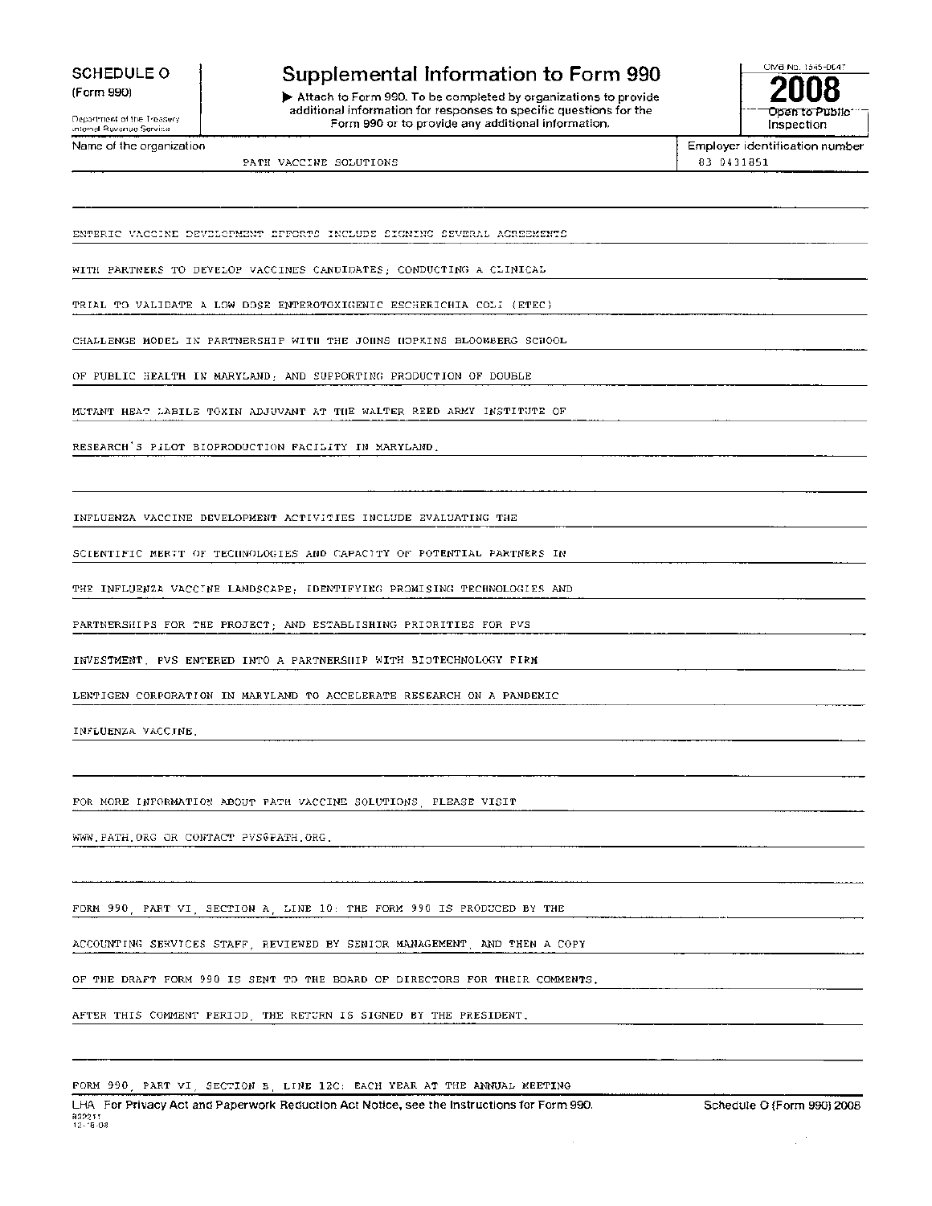**SCHEDULE O** (Form 990)

Department of the Treasury
Internal Revenue Service

# Supplemental Information to Form 990

▶ Attach to Form 990. To be completed by organizations to provide additional information for responses to specific questions for the Form 990 or to provide any additional information.

OMB No. 1545-0047

**2008**

Open to Public Inspection

Name of the organization: PATH VACCINE SOLUTIONS

Employer identification number: 83 0431851

ENTERIC VACCINE DEVELOPMENT EFFORTS INCLUDE SIGNING SEVERAL AGREEMENTS WITH PARTNERS TO DEVELOP VACCINES CANDIDATES; CONDUCTING A CLINICAL TRIAL TO VALIDATE A LOW DOSE ENTEROTOXIGENIC ESCHERICHIA COLI (ETEC) CHALLENGE MODEL IN PARTNERSHIP WITH THE JOHNS HOPKINS BLOOMBERG SCHOOL OF PUBLIC HEALTH IN MARYLAND; AND SUPPORTING PRODUCTION OF DOUBLE MUTANT HEAT LABILE TOXIN ADJUVANT AT THE WALTER REED ARMY INSTITUTE OF RESEARCH'S PILOT BIOPRODUCTION FACILITY IN MARYLAND.

INFLUENZA VACCINE DEVELOPMENT ACTIVITIES INCLUDE EVALUATING THE SCIENTIFIC MERIT OF TECHNOLOGIES AND CAPACITY OF POTENTIAL PARTNERS IN THE INFLUENZA VACCINE LANDSCAPE; IDENTIFYING PROMISING TECHNOLOGIES AND PARTNERSHIPS FOR THE PROJECT; AND ESTABLISHING PRIORITIES FOR PVS INVESTMENT. PVS ENTERED INTO A PARTNERSHIP WITH BIOTECHNOLOGY FIRM LENTIGEN CORPORATION IN MARYLAND TO ACCELERATE RESEARCH ON A PANDEMIC INFLUENZA VACCINE.

FOR MORE INFORMATION ABOUT PATH VACCINE SOLUTIONS, PLEASE VISIT WWW.PATH.ORG OR CONTACT PVS@PATH.ORG.

FORM 990, PART VI, SECTION A, LINE 10: THE FORM 990 IS PRODUCED BY THE ACCOUNTING SERVICES STAFF, REVIEWED BY SENIOR MANAGEMENT, AND THEN A COPY OF THE DRAFT FORM 990 IS SENT TO THE BOARD OF DIRECTORS FOR THEIR COMMENTS. AFTER THIS COMMENT PERIOD, THE RETURN IS SIGNED BY THE PRESIDENT.

FORM 990, PART VI, SECTION B, LINE 12C: EACH YEAR AT THE ANNUAL MEETING

LHA For Privacy Act and Paperwork Reduction Act Notice, see the Instructions for Form 990.

Schedule O (Form 990) 2008

832211
12-16-08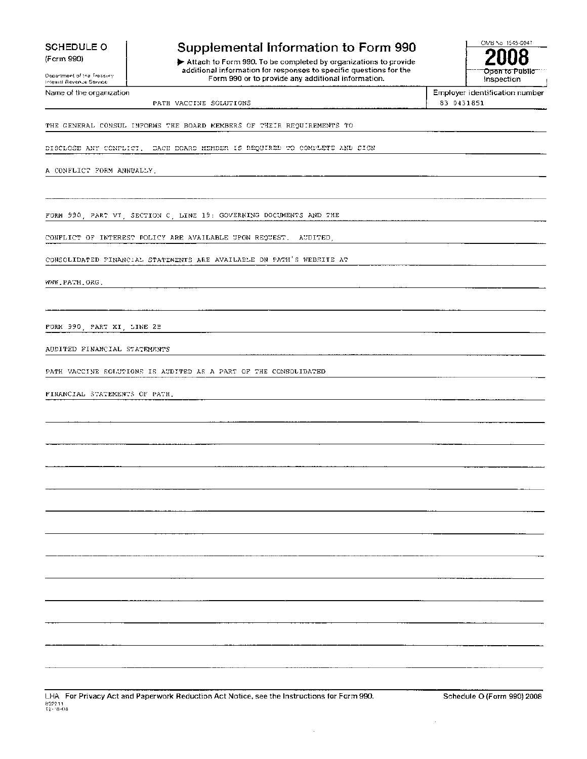**SCHEDULE O**
(Form 990)

Department of the Treasury
Internal Revenue Service

# Supplemental Information to Form 990

▶ Attach to Form 990. To be completed by organizations to provide additional information for responses to specific questions for the Form 990 or to provide any additional information.

OMB No. 1545-0047

**2008**

Open to Public Inspection

| Name of the organization | Employer identification number |
|---|---|
| PATH VACCINE SOLUTIONS | 83 0431851 |

THE GENERAL CONSUL INFORMS THE BOARD MEMBERS OF THEIR REQUIREMENTS TO DISCLOSE ANY CONFLICT. EACH BOARD MEMBER IS REQUIRED TO COMPLETE AND SIGN A CONFLICT FORM ANNUALLY.

FORM 990, PART VI, SECTION C, LINE 19: GOVERNING DOCUMENTS AND THE CONFLICT OF INTEREST POLICY ARE AVAILABLE UPON REQUEST. AUDITED, CONSOLIDATED FINANCIAL STATEMENTS ARE AVAILABLE ON PATH'S WEBSITE AT WWW.PATH.ORG.

FORM 990, PART XI, LINE 2B

AUDITED FINANCIAL STATEMENTS

PATH VACCINE SOLUTIONS IS AUDITED AS A PART OF THE CONSOLIDATED FINANCIAL STATEMENTS OF PATH.

LHA For Privacy Act and Paperwork Reduction Act Notice, see the Instructions for Form 990. Schedule O (Form 990) 2008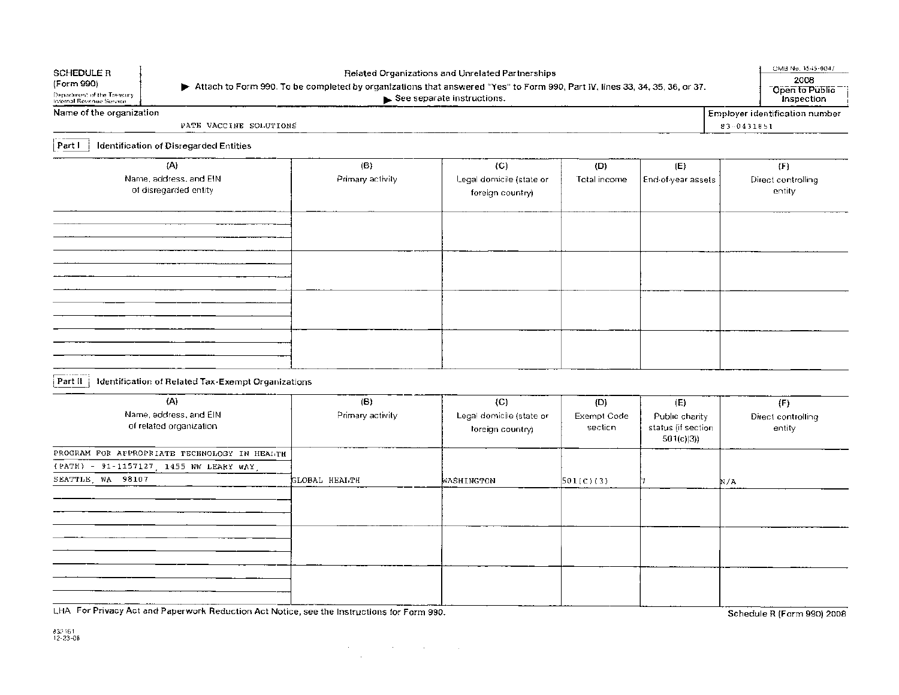**SCHEDULE R (Form 990)**

Department of the Treasury
Internal Revenue Service

# Related Organizations and Unrelated Partnerships

▶ Attach to Form 990. To be completed by organizations that answered "Yes" to Form 990, Part IV, lines 33, 34, 35, 36, or 37.

▶ See separate instructions.

OMB No. 1545-0047

2008

**Open to Public Inspection**

Name of the organization: PATH VACCINE SOLUTIONS

Employer identification number: 83-0431851

## Part I Identification of Disregarded Entities

| (A) Name, address, and EIN of disregarded entity | (B) Primary activity | (C) Legal domicile (state or foreign country) | (D) Total income | (E) End-of-year assets | (F) Direct controlling entity |
|---|---|---|---|---|---|
| | | | | | |
| | | | | | |
| | | | | | |
| | | | | | |

## Part II Identification of Related Tax-Exempt Organizations

| (A) Name, address, and EIN of related organization | (B) Primary activity | (C) Legal domicile (state or foreign country) | (D) Exempt Code section | (E) Public charity status (if section 501(c)(3)) | (F) Direct controlling entity |
|---|---|---|---|---|---|
| PROGRAM FOR APPROPRIATE TECHNOLOGY IN HEALTH (PATH) - 91-1157127, 1455 NW LEARY WAY, SEATTLE, WA 98107 | GLOBAL HEALTH | WASHINGTON | 501(C)(3) | 7 | N/A |
| | | | | | |
| | | | | | |
| | | | | | |

LHA For Privacy Act and Paperwork Reduction Act Notice, see the Instructions for Form 990.

Schedule R (Form 990) 2008

832161
12-23-08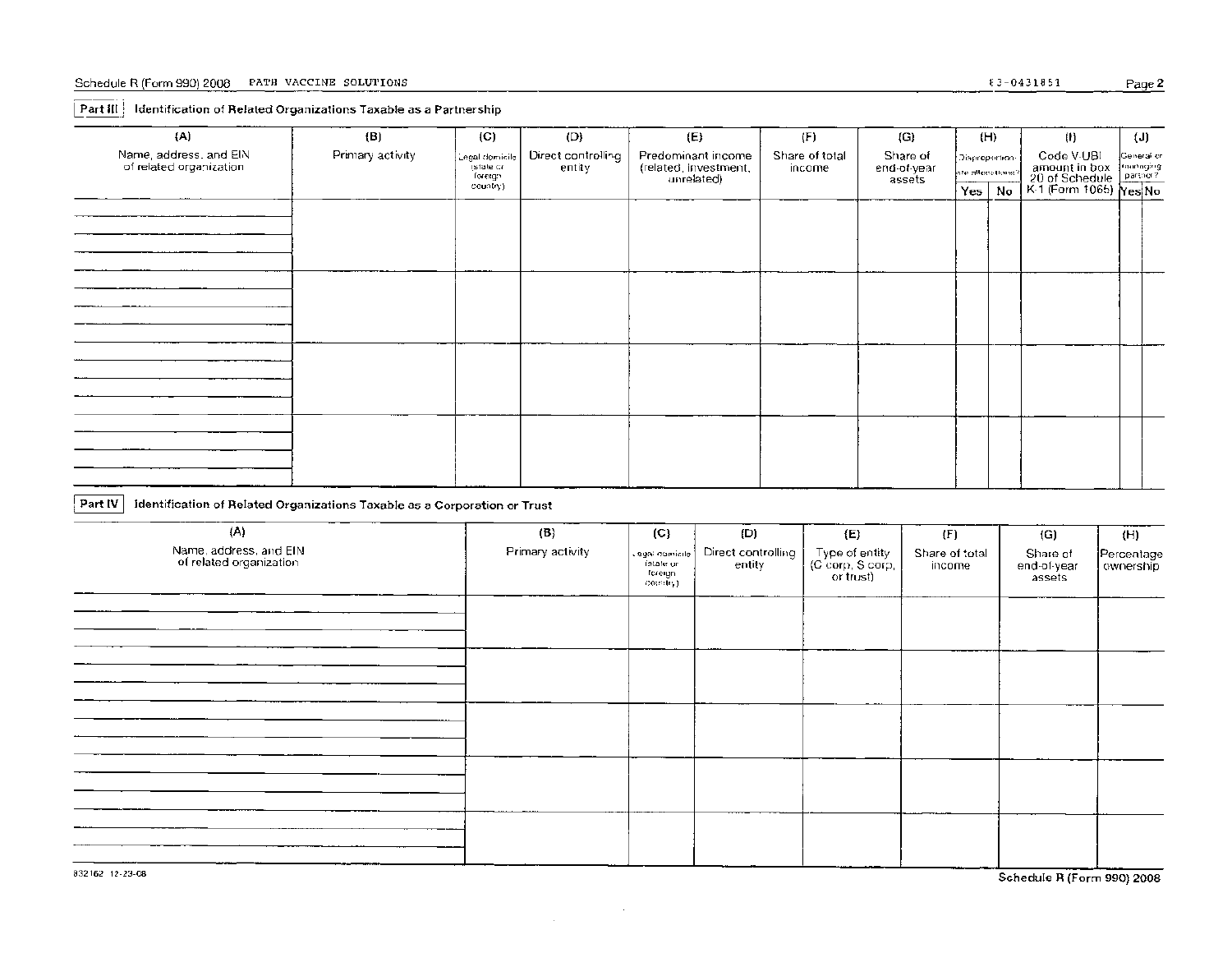Schedule R (Form 990) 2008 PATH VACCINE SOLUTIONS 83-0431851

**Part III** Identification of Related Organizations Taxable as a Partnership

| (A) Name, address, and EIN of related organization | (B) Primary activity | (C) Legal domicile (state or foreign country) | (D) Direct controlling entity | (E) Predominant income (related, investment, unrelated) | (F) Share of total income | (G) Share of end-of-year assets | (H) Disproportionate allocations? | | (I) Code V-UBI amount in box 20 of Schedule K-1 (Form 1065) | (J) General or managing partner? | |
|---|---|---|---|---|---|---|---|---|---|---|---|
| | | | | | | | Yes | No | | Yes | No |
| | | | | | | | | | | | |
| | | | | | | | | | | | |
| | | | | | | | | | | | |
| | | | | | | | | | | | |

**Part IV** Identification of Related Organizations Taxable as a Corporation or Trust

| (A) Name, address, and EIN of related organization | (B) Primary activity | (C) Legal domicile (state or foreign country) | (D) Direct controlling entity | (E) Type of entity (C corp, S corp, or trust) | (F) Share of total income | (G) Share of end-of-year assets | (H) Percentage ownership |
|---|---|---|---|---|---|---|---|
| | | | | | | | |
| | | | | | | | |
| | | | | | | | |
| | | | | | | | |
| | | | | | | | |

832162 12-23-08

Schedule R (Form 990) 2008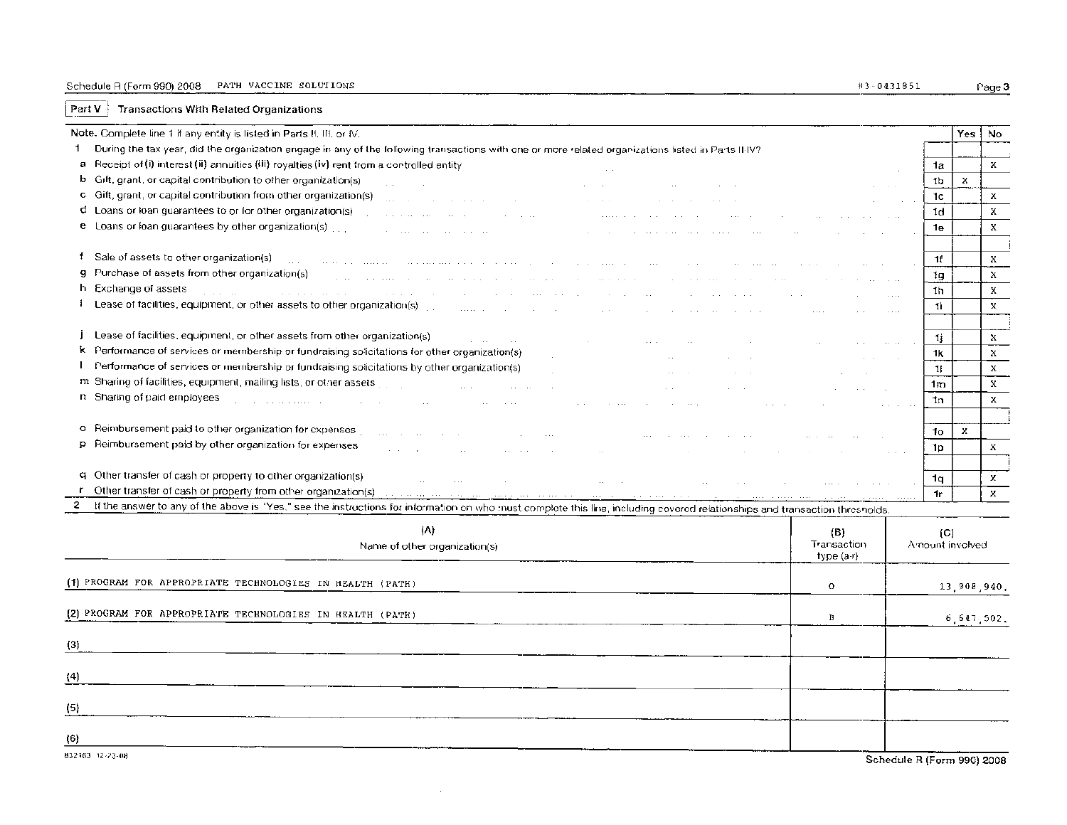Schedule R (Form 990) 2008 PATH VACCINE SOLUTIONS 83-0431851

**Part V** Transactions With Related Organizations

| Note. Complete line 1 if any entity is listed in Parts II, III, or IV. | | Yes | No |
|---|---|---|---|
| 1 During the tax year, did the organization engage in any of the following transactions with one or more related organizations listed in Parts II-IV? | | | |
| a Receipt of (i) interest (ii) annuities (iii) royalties (iv) rent from a controlled entity | 1a | | X |
| b Gift, grant, or capital contribution to other organization(s) | 1b | X | |
| c Gift, grant, or capital contribution from other organization(s) | 1c | | X |
| d Loans or loan guarantees to or for other organization(s) | 1d | | X |
| e Loans or loan guarantees by other organization(s) | 1e | | X |
| f Sale of assets to other organization(s) | 1f | | X |
| g Purchase of assets from other organization(s) | 1g | | X |
| h Exchange of assets | 1h | | X |
| i Lease of facilities, equipment, or other assets to other organization(s) | 1i | | X |
| j Lease of facilities, equipment, or other assets from other organization(s) | 1j | | X |
| k Performance of services or membership or fundraising solicitations for other organization(s) | 1k | | X |
| l Performance of services or membership or fundraising solicitations by other organization(s) | 1l | | X |
| m Sharing of facilities, equipment, mailing lists, or other assets | 1m | | X |
| n Sharing of paid employees | 1n | | X |
| o Reimbursement paid to other organization for expenses | 1o | X | |
| p Reimbursement paid by other organization for expenses | 1p | | X |
| q Other transfer of cash or property to other organization(s) | 1q | | X |
| r Other transfer of cash or property from other organization(s) | 1r | | X |

2 If the answer to any of the above is "Yes," see the instructions for information on who must complete this line, including covered relationships and transaction thresholds.

| (A) Name of other organization(s) | (B) Transaction type (a-r) | (C) Amount involved |
|---|---|---|
| (1) PROGRAM FOR APPROPRIATE TECHNOLOGIES IN HEALTH (PATH) | O | 13,908,940. |
| (2) PROGRAM FOR APPROPRIATE TECHNOLOGIES IN HEALTH (PATH) | B | 6,647,502. |
| (3) | | |
| (4) | | |
| (5) | | |
| (6) | | |

832163 12-23-08

Schedule R (Form 990) 2008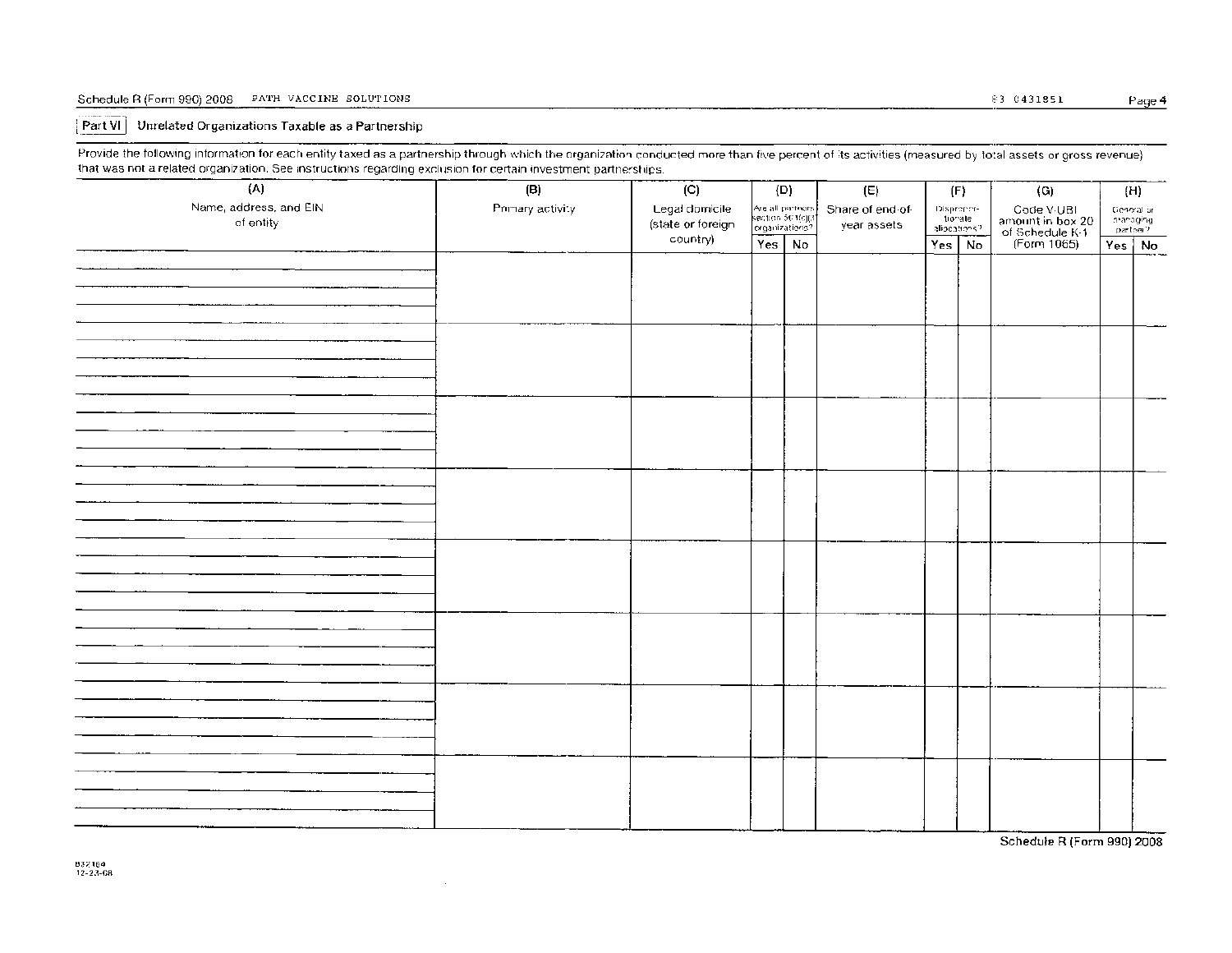## Part VI Unrelated Organizations Taxable as a Partnership

Provide the following information for each entity taxed as a partnership through which the organization conducted more than five percent of its activities (measured by total assets or gross revenue) that was not a related organization. See instructions regarding exclusion for certain investment partnerships.

| (A) Name, address, and EIN of entity | (B) Primary activity | (C) Legal domicile (state or foreign country) | (D) Are all partners section 501(c)(3) organizations? | | (E) Share of end-of-year assets | (F) Disproportionate allocations? | | (G) Code V-UBI amount in box 20 of Schedule K-1 (Form 1065) | (H) General or managing partner? | |
|---|---|---|---|---|---|---|---|---|---|---|
| | | | Yes | No | | Yes | No | | Yes | No |
| | | | | | | | | | | |
| | | | | | | | | | | |
| | | | | | | | | | | |
| | | | | | | | | | | |
| | | | | | | | | | | |
| | | | | | | | | | | |
| | | | | | | | | | | |
| | | | | | | | | | | |

Schedule R (Form 990) 2008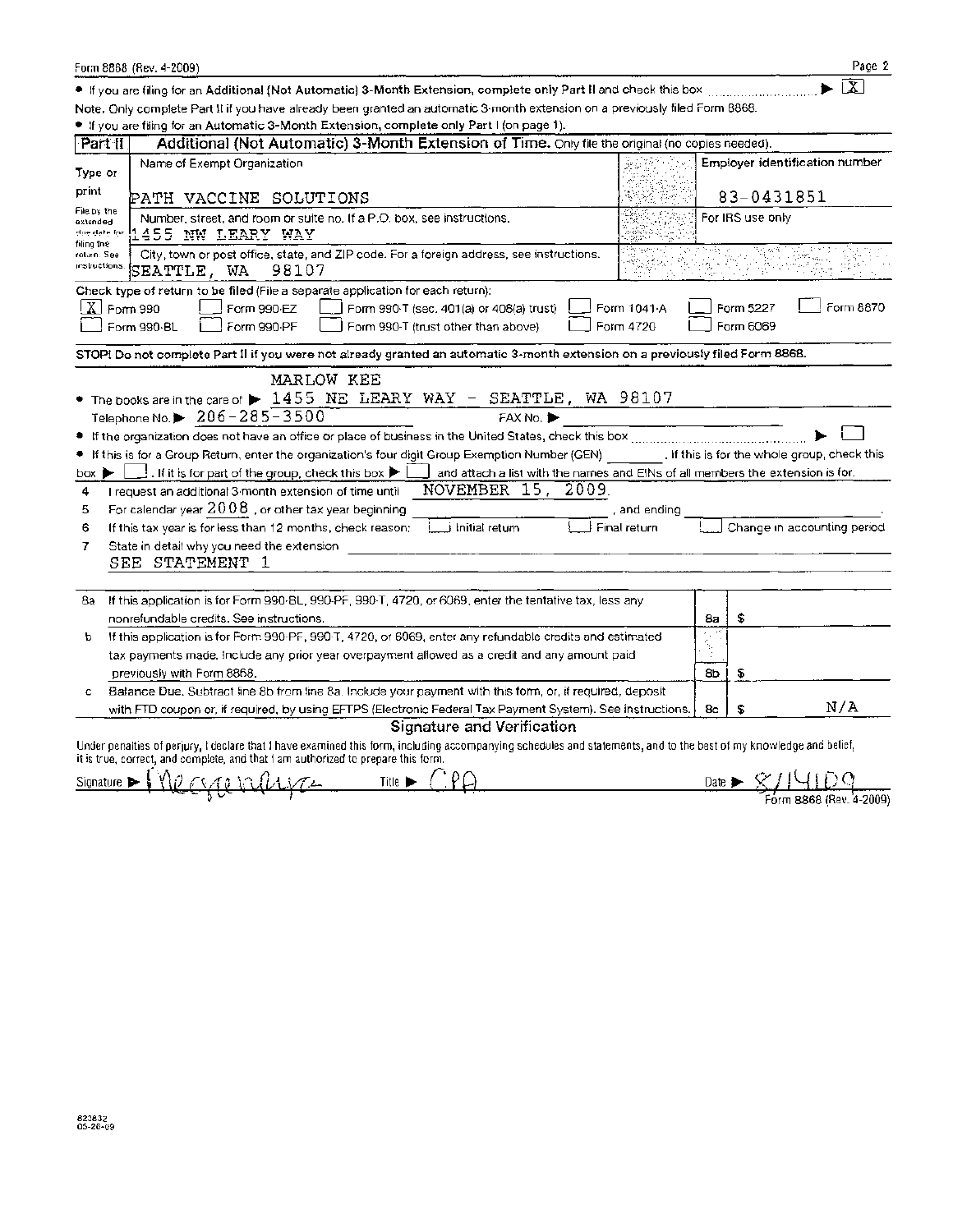Form 8868 (Rev. 4-2009)

- If you are filing for an **Additional (Not Automatic) 3-Month Extension, complete only Part II** and check this box ▶ [X]

**Note.** Only complete Part II if you have already been granted an automatic 3-month extension on a previously filed Form 8868.

- If you are filing for an **Automatic 3-Month Extension, complete only Part I** (on page 1).

## Part II Additional (Not Automatic) 3-Month Extension of Time. Only file the original (no copies needed).

| Type or print | Name of Exempt Organization | Employer identification number |
|---|---|---|
| File by the extended due date for filing the return. See instructions. | PATH VACCINE SOLUTIONS | 83-0431851 |
| | Number, street, and room or suite no. If a P.O. box, see instructions. 1455 NW LEARY WAY | For IRS use only |
| | City, town or post office, state, and ZIP code. For a foreign address, see instructions. SEATTLE, WA 98107 | |

Check type of return to be filed (File a separate application for each return):

[X] Form 990 [ ] Form 990-EZ [ ] Form 990-T (sec. 401(a) or 408(a) trust) [ ] Form 1041-A [ ] Form 5227 [ ] Form 8870
[ ] Form 990-BL [ ] Form 990-PF [ ] Form 990-T (trust other than above) [ ] Form 4720 [ ] Form 6069

**STOP! Do not complete Part II if you were not already granted an automatic 3-month extension on a previously filed Form 8868.**

- The books are in the care of ▶ MARLOW KEE 1455 NE LEARY WAY - SEATTLE, WA 98107
  Telephone No. ▶ 206-285-3500 FAX No. ▶
- If the organization does not have an office or place of business in the United States, check this box ▶ [ ]
- If this is for a Group Return, enter the organization's four digit Group Exemption Number (GEN) ______ . If this is for the whole group, check this box ▶ [ ] . If it is for part of the group, check this box ▶ [ ] and attach a list with the names and EINs of all members the extension is for.

4 I request an additional 3-month extension of time until NOVEMBER 15, 2009.

5 For calendar year 2008 , or other tax year beginning ______, and ending ______.

6 If this tax year is for less than 12 months, check reason: [ ] Initial return [ ] Final return [ ] Change in accounting period

7 State in detail why you need the extension
SEE STATEMENT 1

| | | | |
|---|---|---|---|
| 8a | If this application is for Form 990-BL, 990-PF, 990-T, 4720, or 6069, enter the tentative tax, less any nonrefundable credits. See instructions. | 8a | $ |
| b | If this application is for Form 990-PF, 990-T, 4720, or 6069, enter any refundable credits and estimated tax payments made. Include any prior year overpayment allowed as a credit and any amount paid previously with Form 8868. | 8b | $ |
| c | Balance Due. Subtract line 8b from line 8a. Include your payment with this form, or, if required, deposit with FTD coupon or, if required, by using EFTPS (Electronic Federal Tax Payment System). See instructions. | 8c | $ N/A |

### Signature and Verification

Under penalties of perjury, I declare that I have examined this form, including accompanying schedules and statements, and to the best of my knowledge and belief, it is true, correct, and complete, and that I am authorized to prepare this form.

Signature ▶ [signature] Title ▶ CPA Date ▶ 8/14/09

Form 8868 (Rev. 4-2009)

823832
05-26-09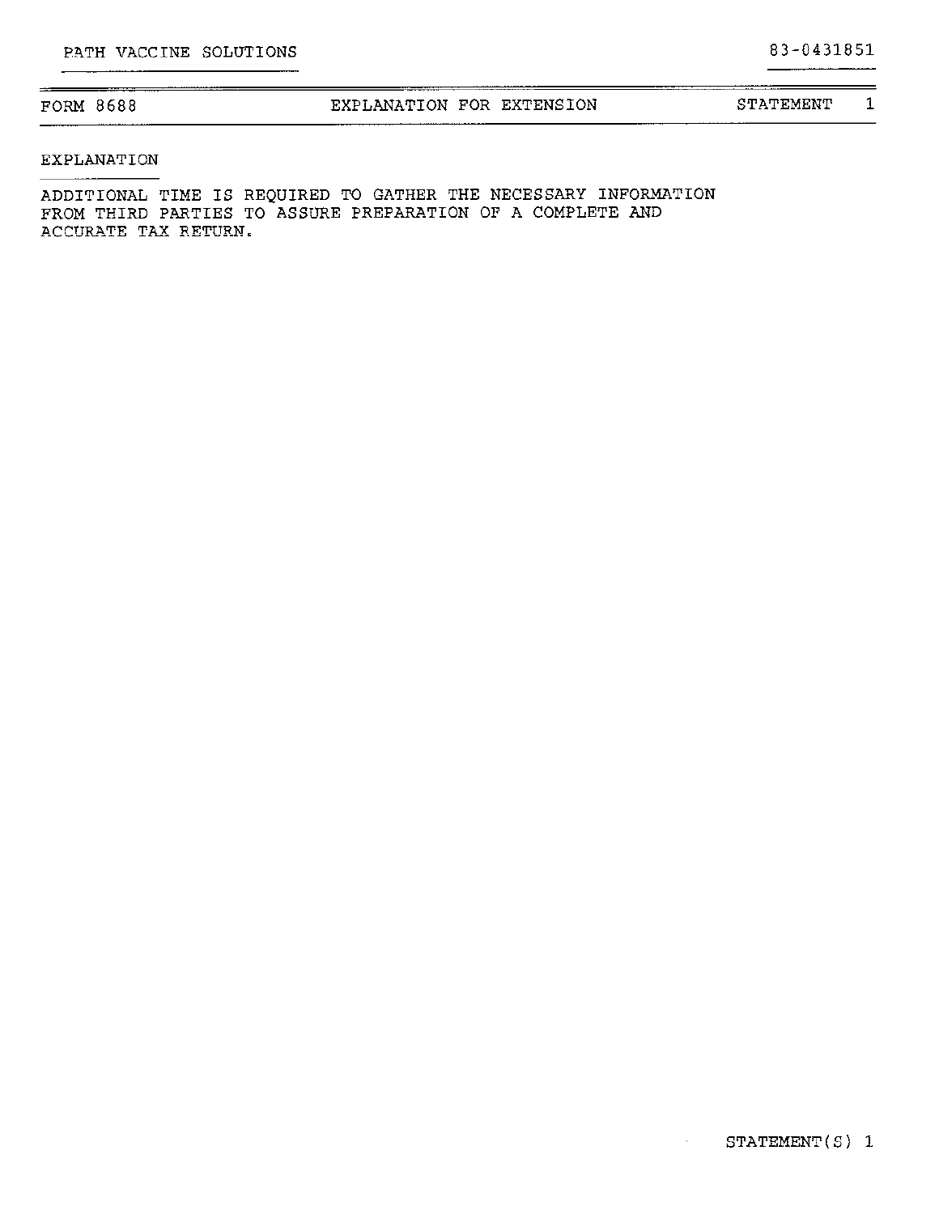PATH VACCINE SOLUTIONS 83-0431851

| FORM 8688 | EXPLANATION FOR EXTENSION | STATEMENT 1 |
|---|---|---|

EXPLANATION

ADDITIONAL TIME IS REQUIRED TO GATHER THE NECESSARY INFORMATION FROM THIRD PARTIES TO ASSURE PREPARATION OF A COMPLETE AND ACCURATE TAX RETURN.

STATEMENT(S) 1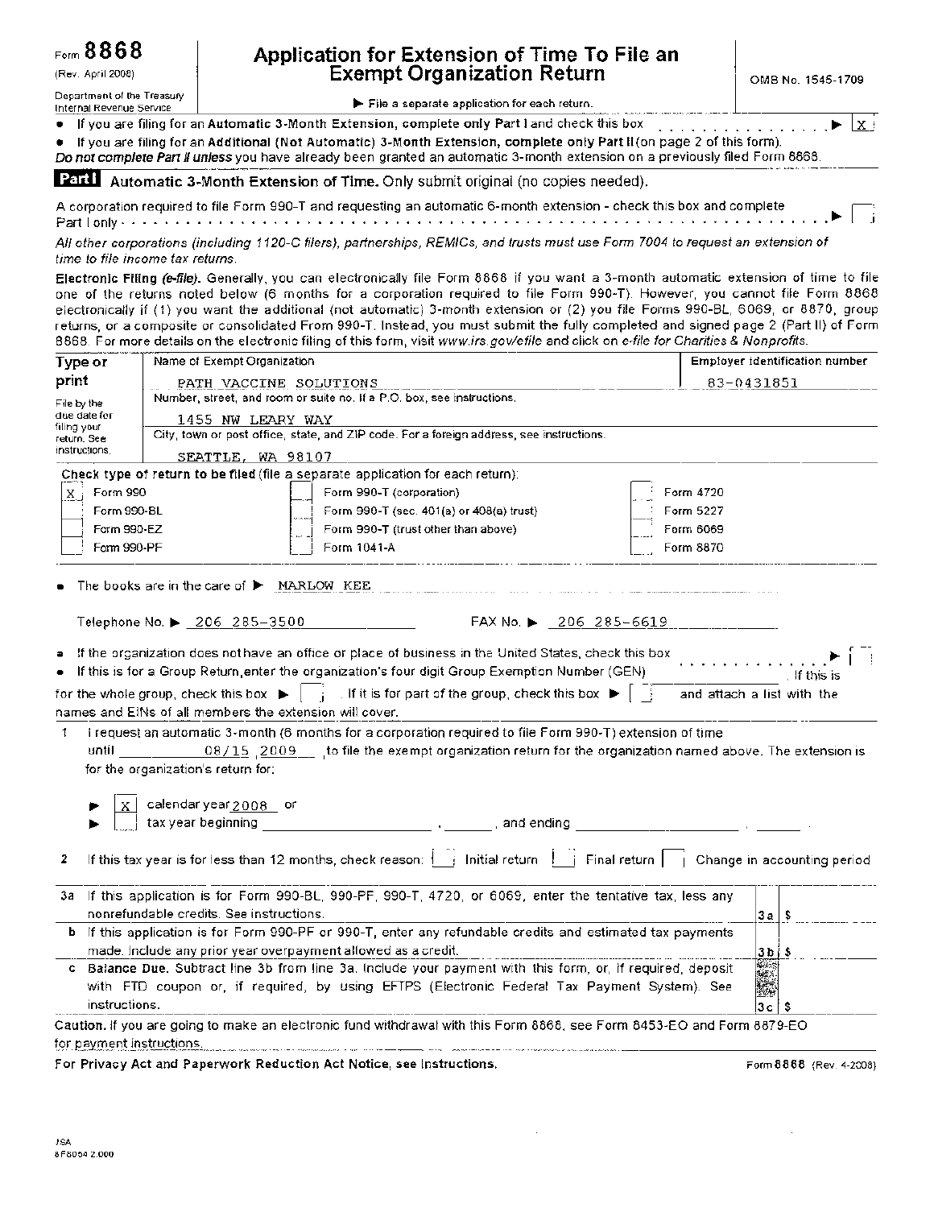Form **8868**
(Rev. April 2008)
Department of the Treasury
Internal Revenue Service

# Application for Extension of Time To File an Exempt Organization Return

OMB No. 1545-1709

▶ File a separate application for each return.

- If you are filing for an **Automatic 3-Month Extension, complete only Part I** and check this box ▶ [X]
- If you are filing for an **Additional (Not Automatic) 3-Month Extension, complete only Part II** (on page 2 of this form).

***Do not complete Part II unless*** *you have already been granted an automatic 3-month extension on a previously filed Form 8868.*

## Part I Automatic 3-Month Extension of Time. Only submit original (no copies needed).

A corporation required to file Form 990-T and requesting an automatic 6-month extension - check this box and complete Part I only ▶ [ ]

*All other corporations (including 1120-C filers), partnerships, REMICs, and trusts must use Form 7004 to request an extension of time to file income tax returns.*

**Electronic Filing (*e-file*).** Generally, you can electronically file Form 8868 if you want a 3-month automatic extension of time to file one of the returns noted below (6 months for a corporation required to file Form 990-T). However, you cannot file Form 8868 electronically if (1) you want the additional (not automatic) 3-month extension or (2) you file Forms 990-BL, 6069, or 8870, group returns, or a composite or consolidated From 990-T. Instead, you must submit the fully completed and signed page 2 (Part II) of Form 8868. For more details on the electronic filing of this form, visit *www.irs.gov/efile* and click on *e-file for Charities & Nonprofits.*

**Type or print**

File by the due date for filing your return. See instructions.

| Name of Exempt Organization | Employer identification number |
|---|---|
| PATH VACCINE SOLUTIONS | 83-0431851 |
| Number, street, and room or suite no. If a P.O. box, see instructions. | |
| 1455 NW LEARY WAY | |
| City, town or post office, state, and ZIP code. For a foreign address, see instructions. | |
| SEATTLE, WA 98107 | |

**Check type of return to be filed** (file a separate application for each return):

| | | |
|---|---|---|
| [X] Form 990 | [ ] Form 990-T (corporation) | [ ] Form 4720 |
| [ ] Form 990-BL | [ ] Form 990-T (sec. 401(a) or 408(a) trust) | [ ] Form 5227 |
| [ ] Form 990-EZ | [ ] Form 990-T (trust other than above) | [ ] Form 6069 |
| [ ] Form 990-PF | [ ] Form 1041-A | [ ] Form 8870 |

- The books are in the care of ▶ MARLOW KEE

Telephone No. ▶ 206 285-3500 FAX No. ▶ 206 285-6619

- If the organization does not have an office or place of business in the United States, check this box ▶ [ ]
- If this is for a Group Return, enter the organization's four digit Group Exemption Number (GEN) ______. If this is for the whole group, check this box ▶ [ ]. If it is for part of the group, check this box ▶ [ ] and attach a list with the names and EINs of all members the extension will cover.

1 I request an automatic 3-month (6 months for a corporation required to file Form 990-T) extension of time until 08/15, 2009, to file the exempt organization return for the organization named above. The extension is for the organization's return for:

▶ [X] calendar year 2008 or
▶ [ ] tax year beginning ______, ______, and ending ______, ______.

2 If this tax year is for less than 12 months, check reason: [ ] Initial return [ ] Final return [ ] Change in accounting period

| | | | |
|---|---|---|---|
| **3a** | If this application is for Form 990-BL, 990-PF, 990-T, 4720, or 6069, enter the tentative tax, less any nonrefundable credits. See instructions. | 3a | $ |
| **b** | If this application is for Form 990-PF or 990-T, enter any refundable credits and estimated tax payments made. Include any prior year overpayment allowed as a credit. | 3b | $ |
| **c** | **Balance Due.** Subtract line 3b from line 3a. Include your payment with this form, or, if required, deposit with FTD coupon or, if required, by using EFTPS (Electronic Federal Tax Payment System). See instructions. | 3c | $ |

**Caution.** If you are going to make an electronic fund withdrawal with this Form 8868, see Form 8453-EO and Form 8879-EO for payment instructions.

**For Privacy Act and Paperwork Reduction Act Notice, see Instructions.** Form **8868** (Rev. 4-2008)

JSA
8F8054 2.000